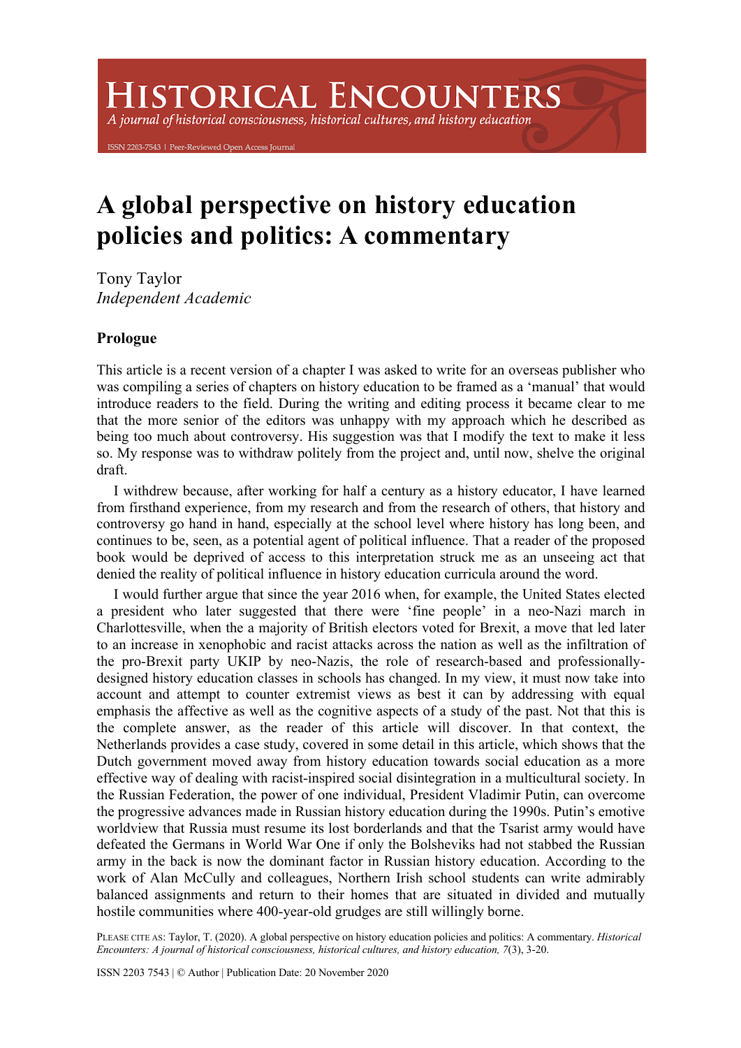# A global perspective on history education policies and politics: A commentary

Tony Taylor
*Independent Academic*

## Prologue

This article is a recent version of a chapter I was asked to write for an overseas publisher who was compiling a series of chapters on history education to be framed as a 'manual' that would introduce readers to the field. During the writing and editing process it became clear to me that the more senior of the editors was unhappy with my approach which he described as being too much about controversy. His suggestion was that I modify the text to make it less so. My response was to withdraw politely from the project and, until now, shelve the original draft.

I withdrew because, after working for half a century as a history educator, I have learned from firsthand experience, from my research and from the research of others, that history and controversy go hand in hand, especially at the school level where history has long been, and continues to be, seen, as a potential agent of political influence. That a reader of the proposed book would be deprived of access to this interpretation struck me as an unseeing act that denied the reality of political influence in history education curricula around the word.

I would further argue that since the year 2016 when, for example, the United States elected a president who later suggested that there were 'fine people' in a neo-Nazi march in Charlottesville, when a majority of British electors voted for Brexit, a move that led later to an increase in xenophobic and racist attacks across the nation as well as the infiltration of the pro-Brexit party UKIP by neo-Nazis, the role of research-based and professionally-designed history education classes in schools has changed. In my view, it must now take into account and attempt to counter extremist views as best it can by addressing with equal emphasis the affective as well as the cognitive aspects of a study of the past. Not that this is the complete answer, as the reader of this article will discover. In that context, the Netherlands provides a case study, covered in some detail in this article, which shows that the Dutch government moved away from history education towards social education as a more effective way of dealing with racist-inspired social disintegration in a multicultural society. In the Russian Federation, the power of one individual, President Vladimir Putin, can overcome the progressive advances made in Russian history education during the 1990s. Putin's emotive worldview that Russia must resume its lost borderlands and that the Tsarist army would have defeated the Germans in World War One if only the Bolsheviks had not stabbed the Russian army in the back is now the dominant factor in Russian history education. According to the work of Alan McCully and colleagues, Northern Irish school students can write admirably balanced assignments and return to their homes that are situated in divided and mutually hostile communities where 400-year-old grudges are still willingly borne.

PLEASE CITE AS: Taylor, T. (2020). A global perspective on history education policies and politics: A commentary. *Historical Encounters: A journal of historical consciousness, historical cultures, and history education, 7*(3), 3-20.

ISSN 2203 7543 | © Author | Publication Date: 20 November 2020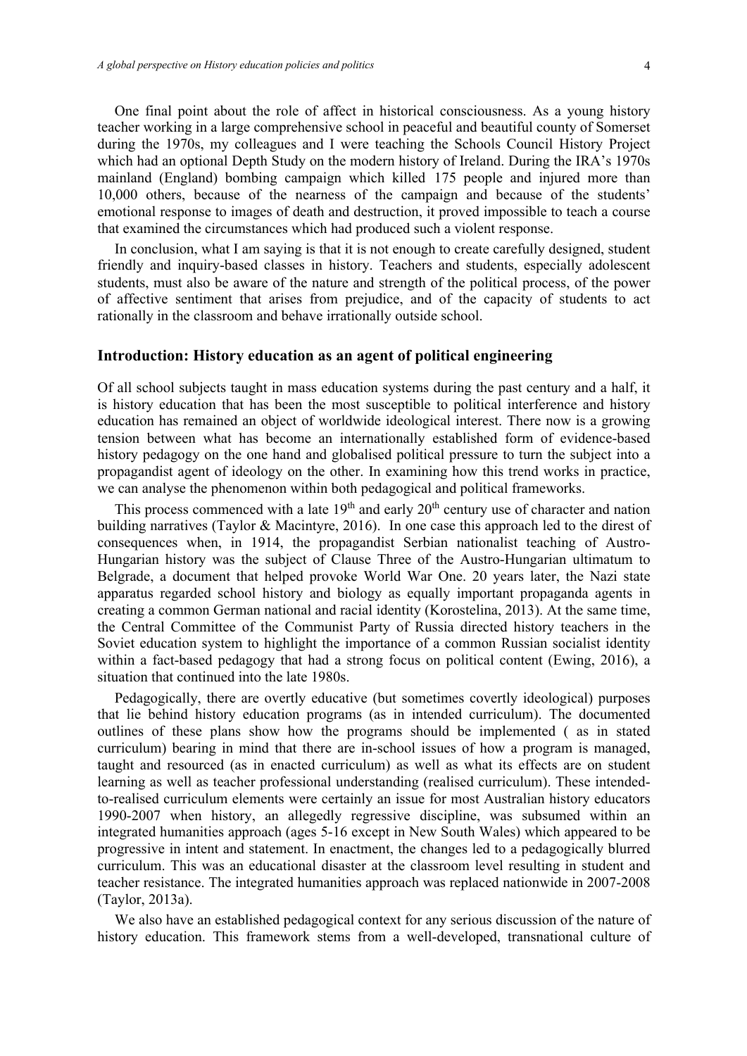One final point about the role of affect in historical consciousness. As a young history teacher working in a large comprehensive school in peaceful and beautiful county of Somerset during the 1970s, my colleagues and I were teaching the Schools Council History Project which had an optional Depth Study on the modern history of Ireland. During the IRA's 1970s mainland (England) bombing campaign which killed 175 people and injured more than 10,000 others, because of the nearness of the campaign and because of the students' emotional response to images of death and destruction, it proved impossible to teach a course that examined the circumstances which had produced such a violent response.

In conclusion, what I am saying is that it is not enough to create carefully designed, student friendly and inquiry-based classes in history. Teachers and students, especially adolescent students, must also be aware of the nature and strength of the political process, of the power of affective sentiment that arises from prejudice, and of the capacity of students to act rationally in the classroom and behave irrationally outside school.

## Introduction: History education as an agent of political engineering

Of all school subjects taught in mass education systems during the past century and a half, it is history education that has been the most susceptible to political interference and history education has remained an object of worldwide ideological interest. There now is a growing tension between what has become an internationally established form of evidence-based history pedagogy on the one hand and globalised political pressure to turn the subject into a propagandist agent of ideology on the other. In examining how this trend works in practice, we can analyse the phenomenon within both pedagogical and political frameworks.

This process commenced with a late 19th and early 20th century use of character and nation building narratives (Taylor & Macintyre, 2016). In one case this approach led to the direst of consequences when, in 1914, the propagandist Serbian nationalist teaching of Austro-Hungarian history was the subject of Clause Three of the Austro-Hungarian ultimatum to Belgrade, a document that helped provoke World War One. 20 years later, the Nazi state apparatus regarded school history and biology as equally important propaganda agents in creating a common German national and racial identity (Korostelina, 2013). At the same time, the Central Committee of the Communist Party of Russia directed history teachers in the Soviet education system to highlight the importance of a common Russian socialist identity within a fact-based pedagogy that had a strong focus on political content (Ewing, 2016), a situation that continued into the late 1980s.

Pedagogically, there are overtly educative (but sometimes covertly ideological) purposes that lie behind history education programs (as in intended curriculum). The documented outlines of these plans show how the programs should be implemented ( as in stated curriculum) bearing in mind that there are in-school issues of how a program is managed, taught and resourced (as in enacted curriculum) as well as what its effects are on student learning as well as teacher professional understanding (realised curriculum). These intended-to-realised curriculum elements were certainly an issue for most Australian history educators 1990-2007 when history, an allegedly regressive discipline, was subsumed within an integrated humanities approach (ages 5-16 except in New South Wales) which appeared to be progressive in intent and statement. In enactment, the changes led to a pedagogically blurred curriculum. This was an educational disaster at the classroom level resulting in student and teacher resistance. The integrated humanities approach was replaced nationwide in 2007-2008 (Taylor, 2013a).

We also have an established pedagogical context for any serious discussion of the nature of history education. This framework stems from a well-developed, transnational culture of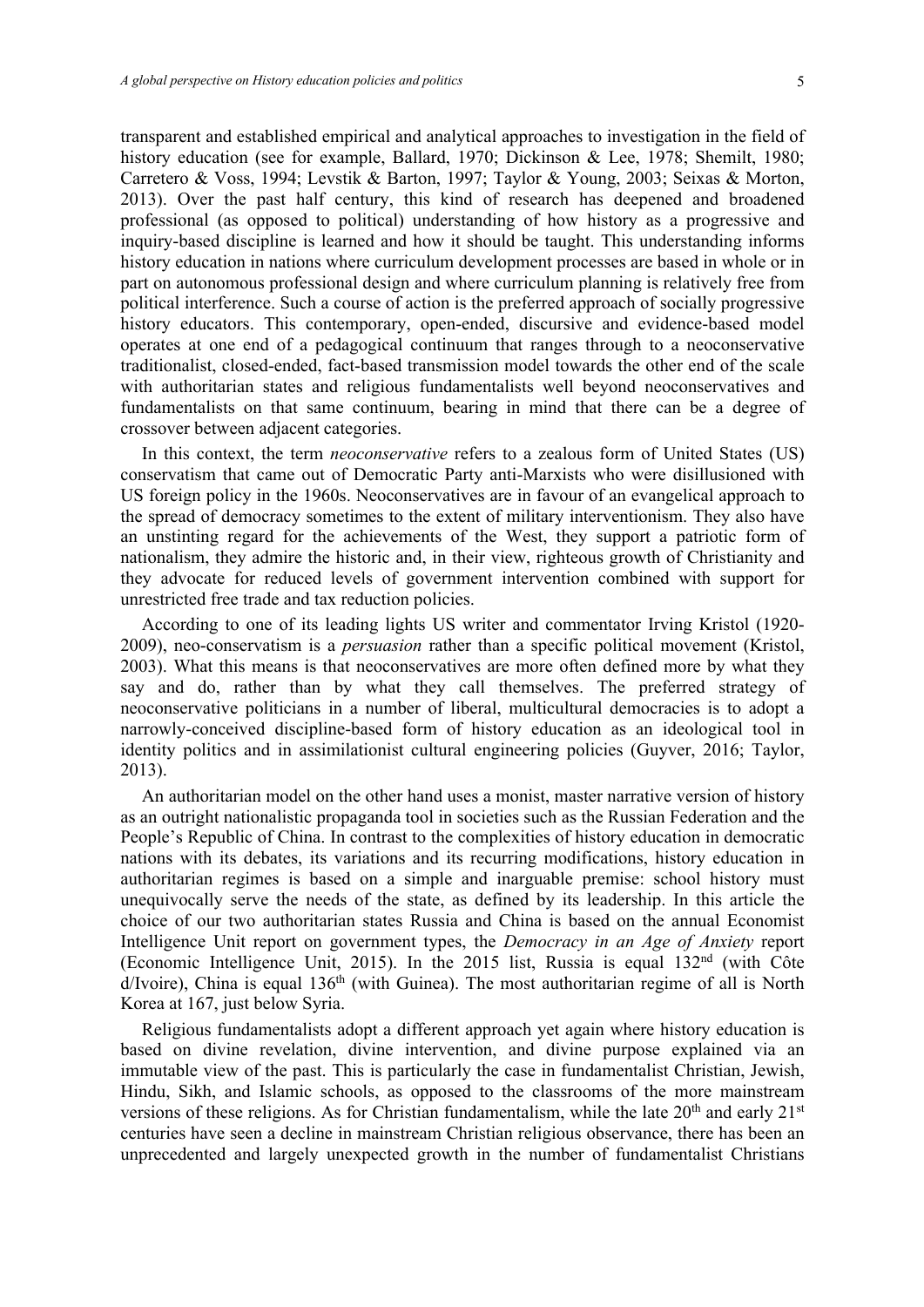transparent and established empirical and analytical approaches to investigation in the field of history education (see for example, Ballard, 1970; Dickinson & Lee, 1978; Shemilt, 1980; Carretero & Voss, 1994; Levstik & Barton, 1997; Taylor & Young, 2003; Seixas & Morton, 2013). Over the past half century, this kind of research has deepened and broadened professional (as opposed to political) understanding of how history as a progressive and inquiry-based discipline is learned and how it should be taught. This understanding informs history education in nations where curriculum development processes are based in whole or in part on autonomous professional design and where curriculum planning is relatively free from political interference. Such a course of action is the preferred approach of socially progressive history educators. This contemporary, open-ended, discursive and evidence-based model operates at one end of a pedagogical continuum that ranges through to a neoconservative traditionalist, closed-ended, fact-based transmission model towards the other end of the scale with authoritarian states and religious fundamentalists well beyond neoconservatives and fundamentalists on that same continuum, bearing in mind that there can be a degree of crossover between adjacent categories.

In this context, the term *neoconservative* refers to a zealous form of United States (US) conservatism that came out of Democratic Party anti-Marxists who were disillusioned with US foreign policy in the 1960s. Neoconservatives are in favour of an evangelical approach to the spread of democracy sometimes to the extent of military interventionism. They also have an unstinting regard for the achievements of the West, they support a patriotic form of nationalism, they admire the historic and, in their view, righteous growth of Christianity and they advocate for reduced levels of government intervention combined with support for unrestricted free trade and tax reduction policies.

According to one of its leading lights US writer and commentator Irving Kristol (1920-2009), neo-conservatism is a *persuasion* rather than a specific political movement (Kristol, 2003). What this means is that neoconservatives are more often defined more by what they say and do, rather than by what they call themselves. The preferred strategy of neoconservative politicians in a number of liberal, multicultural democracies is to adopt a narrowly-conceived discipline-based form of history education as an ideological tool in identity politics and in assimilationist cultural engineering policies (Guyver, 2016; Taylor, 2013).

An authoritarian model on the other hand uses a monist, master narrative version of history as an outright nationalistic propaganda tool in societies such as the Russian Federation and the People's Republic of China. In contrast to the complexities of history education in democratic nations with its debates, its variations and its recurring modifications, history education in authoritarian regimes is based on a simple and inarguable premise: school history must unequivocally serve the needs of the state, as defined by its leadership. In this article the choice of our two authoritarian states Russia and China is based on the annual Economist Intelligence Unit report on government types, the *Democracy in an Age of Anxiety* report (Economic Intelligence Unit, 2015). In the 2015 list, Russia is equal 132nd (with Côte d'Ivoire), China is equal 136th (with Guinea). The most authoritarian regime of all is North Korea at 167, just below Syria.

Religious fundamentalists adopt a different approach yet again where history education is based on divine revelation, divine intervention, and divine purpose explained via an immutable view of the past. This is particularly the case in fundamentalist Christian, Jewish, Hindu, Sikh, and Islamic schools, as opposed to the classrooms of the more mainstream versions of these religions. As for Christian fundamentalism, while the late 20th and early 21st centuries have seen a decline in mainstream Christian religious observance, there has been an unprecedented and largely unexpected growth in the number of fundamentalist Christians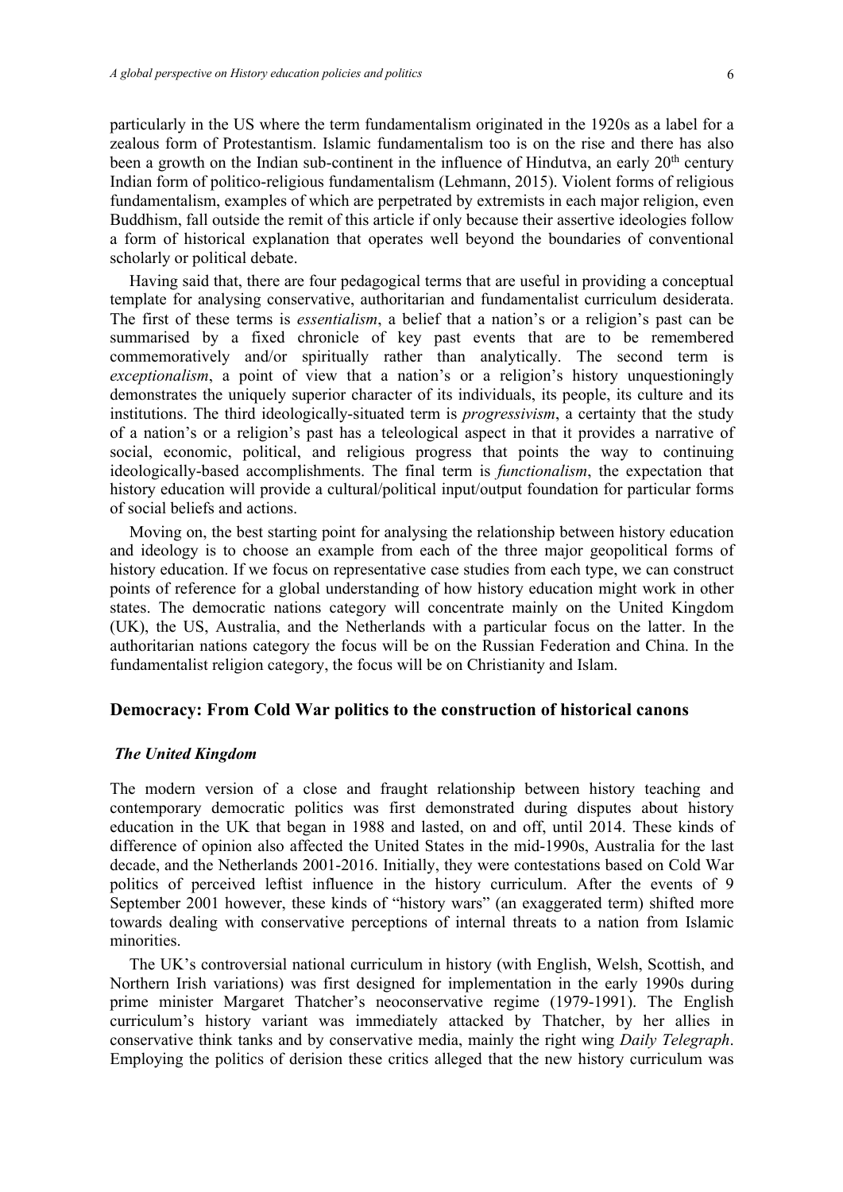particularly in the US where the term fundamentalism originated in the 1920s as a label for a zealous form of Protestantism. Islamic fundamentalism too is on the rise and there has also been a growth on the Indian sub-continent in the influence of Hindutva, an early 20th century Indian form of politico-religious fundamentalism (Lehmann, 2015). Violent forms of religious fundamentalism, examples of which are perpetrated by extremists in each major religion, even Buddhism, fall outside the remit of this article if only because their assertive ideologies follow a form of historical explanation that operates well beyond the boundaries of conventional scholarly or political debate.

Having said that, there are four pedagogical terms that are useful in providing a conceptual template for analysing conservative, authoritarian and fundamentalist curriculum desiderata. The first of these terms is *essentialism*, a belief that a nation's or a religion's past can be summarised by a fixed chronicle of key past events that are to be remembered commemoratively and/or spiritually rather than analytically. The second term is *exceptionalism*, a point of view that a nation's or a religion's history unquestioningly demonstrates the uniquely superior character of its individuals, its people, its culture and its institutions. The third ideologically-situated term is *progressivism*, a certainty that the study of a nation's or a religion's past has a teleological aspect in that it provides a narrative of social, economic, political, and religious progress that points the way to continuing ideologically-based accomplishments. The final term is *functionalism*, the expectation that history education will provide a cultural/political input/output foundation for particular forms of social beliefs and actions.

Moving on, the best starting point for analysing the relationship between history education and ideology is to choose an example from each of the three major geopolitical forms of history education. If we focus on representative case studies from each type, we can construct points of reference for a global understanding of how history education might work in other states. The democratic nations category will concentrate mainly on the United Kingdom (UK), the US, Australia, and the Netherlands with a particular focus on the latter. In the authoritarian nations category the focus will be on the Russian Federation and China. In the fundamentalist religion category, the focus will be on Christianity and Islam.

## Democracy: From Cold War politics to the construction of historical canons

### *The United Kingdom*

The modern version of a close and fraught relationship between history teaching and contemporary democratic politics was first demonstrated during disputes about history education in the UK that began in 1988 and lasted, on and off, until 2014. These kinds of difference of opinion also affected the United States in the mid-1990s, Australia for the last decade, and the Netherlands 2001-2016. Initially, they were contestations based on Cold War politics of perceived leftist influence in the history curriculum. After the events of 9 September 2001 however, these kinds of "history wars" (an exaggerated term) shifted more towards dealing with conservative perceptions of internal threats to a nation from Islamic minorities.

The UK's controversial national curriculum in history (with English, Welsh, Scottish, and Northern Irish variations) was first designed for implementation in the early 1990s during prime minister Margaret Thatcher's neoconservative regime (1979-1991). The English curriculum's history variant was immediately attacked by Thatcher, by her allies in conservative think tanks and by conservative media, mainly the right wing *Daily Telegraph*. Employing the politics of derision these critics alleged that the new history curriculum was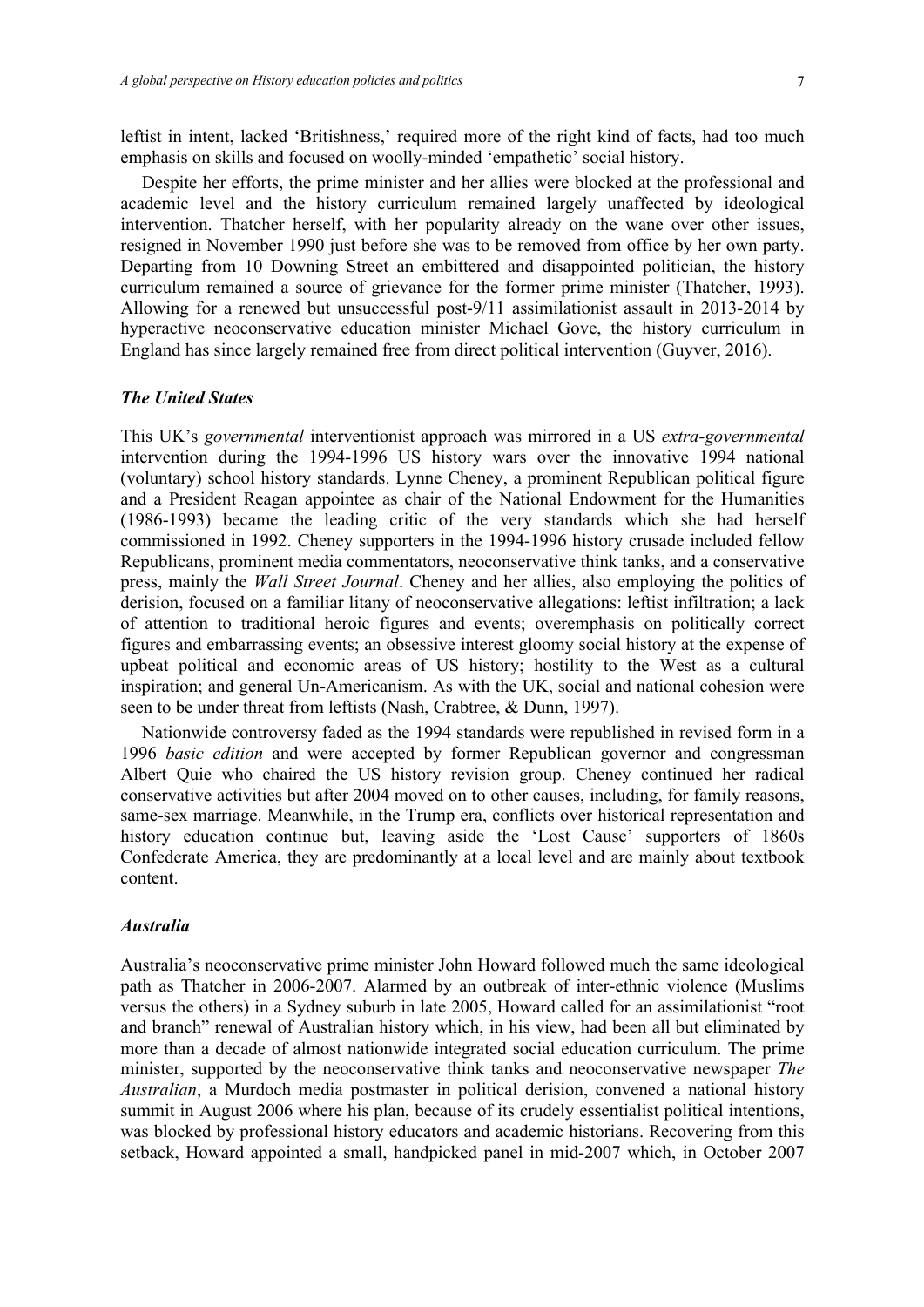leftist in intent, lacked 'Britishness,' required more of the right kind of facts, had too much emphasis on skills and focused on woolly-minded 'empathetic' social history.

Despite her efforts, the prime minister and her allies were blocked at the professional and academic level and the history curriculum remained largely unaffected by ideological intervention. Thatcher herself, with her popularity already on the wane over other issues, resigned in November 1990 just before she was to be removed from office by her own party. Departing from 10 Downing Street an embittered and disappointed politician, the history curriculum remained a source of grievance for the former prime minister (Thatcher, 1993). Allowing for a renewed but unsuccessful post-9/11 assimilationist assault in 2013-2014 by hyperactive neoconservative education minister Michael Gove, the history curriculum in England has since largely remained free from direct political intervention (Guyver, 2016).

### *The United States*

This UK's *governmental* interventionist approach was mirrored in a US *extra-governmental* intervention during the 1994-1996 US history wars over the innovative 1994 national (voluntary) school history standards. Lynne Cheney, a prominent Republican political figure and a President Reagan appointee as chair of the National Endowment for the Humanities (1986-1993) became the leading critic of the very standards which she had herself commissioned in 1992. Cheney supporters in the 1994-1996 history crusade included fellow Republicans, prominent media commentators, neoconservative think tanks, and a conservative press, mainly the *Wall Street Journal*. Cheney and her allies, also employing the politics of derision, focused on a familiar litany of neoconservative allegations: leftist infiltration; a lack of attention to traditional heroic figures and events; overemphasis on politically correct figures and embarrassing events; an obsessive interest gloomy social history at the expense of upbeat political and economic areas of US history; hostility to the West as a cultural inspiration; and general Un-Americanism. As with the UK, social and national cohesion were seen to be under threat from leftists (Nash, Crabtree, & Dunn, 1997).

Nationwide controversy faded as the 1994 standards were republished in revised form in a 1996 *basic edition* and were accepted by former Republican governor and congressman Albert Quie who chaired the US history revision group. Cheney continued her radical conservative activities but after 2004 moved on to other causes, including, for family reasons, same-sex marriage. Meanwhile, in the Trump era, conflicts over historical representation and history education continue but, leaving aside the 'Lost Cause' supporters of 1860s Confederate America, they are predominantly at a local level and are mainly about textbook content.

### *Australia*

Australia's neoconservative prime minister John Howard followed much the same ideological path as Thatcher in 2006-2007. Alarmed by an outbreak of inter-ethnic violence (Muslims versus the others) in a Sydney suburb in late 2005, Howard called for an assimilationist "root and branch" renewal of Australian history which, in his view, had been all but eliminated by more than a decade of almost nationwide integrated social education curriculum. The prime minister, supported by the neoconservative think tanks and neoconservative newspaper *The Australian*, a Murdoch media postmaster in political derision, convened a national history summit in August 2006 where his plan, because of its crudely essentialist political intentions, was blocked by professional history educators and academic historians. Recovering from this setback, Howard appointed a small, handpicked panel in mid-2007 which, in October 2007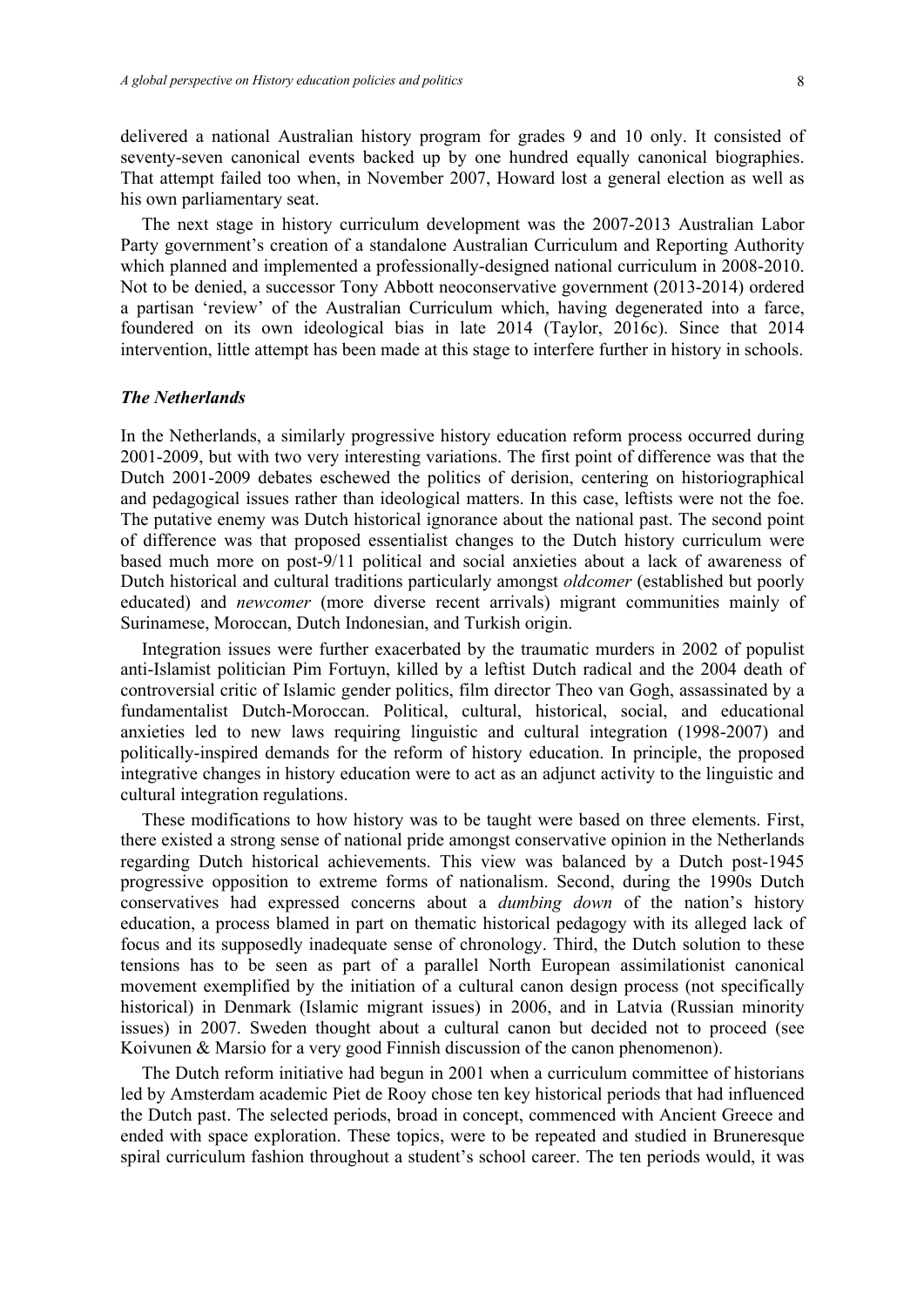delivered a national Australian history program for grades 9 and 10 only. It consisted of seventy-seven canonical events backed up by one hundred equally canonical biographies. That attempt failed too when, in November 2007, Howard lost a general election as well as his own parliamentary seat.

The next stage in history curriculum development was the 2007-2013 Australian Labor Party government's creation of a standalone Australian Curriculum and Reporting Authority which planned and implemented a professionally-designed national curriculum in 2008-2010. Not to be denied, a successor Tony Abbott neoconservative government (2013-2014) ordered a partisan 'review' of the Australian Curriculum which, having degenerated into a farce, foundered on its own ideological bias in late 2014 (Taylor, 2016c). Since that 2014 intervention, little attempt has been made at this stage to interfere further in history in schools.

### *The Netherlands*

In the Netherlands, a similarly progressive history education reform process occurred during 2001-2009, but with two very interesting variations. The first point of difference was that the Dutch 2001-2009 debates eschewed the politics of derision, centering on historiographical and pedagogical issues rather than ideological matters. In this case, leftists were not the foe. The putative enemy was Dutch historical ignorance about the national past. The second point of difference was that proposed essentialist changes to the Dutch history curriculum were based much more on post-9/11 political and social anxieties about a lack of awareness of Dutch historical and cultural traditions particularly amongst *oldcomer* (established but poorly educated) and *newcomer* (more diverse recent arrivals) migrant communities mainly of Surinamese, Moroccan, Dutch Indonesian, and Turkish origin.

Integration issues were further exacerbated by the traumatic murders in 2002 of populist anti-Islamist politician Pim Fortuyn, killed by a leftist Dutch radical and the 2004 death of controversial critic of Islamic gender politics, film director Theo van Gogh, assassinated by a fundamentalist Dutch-Moroccan. Political, cultural, historical, social, and educational anxieties led to new laws requiring linguistic and cultural integration (1998-2007) and politically-inspired demands for the reform of history education. In principle, the proposed integrative changes in history education were to act as an adjunct activity to the linguistic and cultural integration regulations.

These modifications to how history was to be taught were based on three elements. First, there existed a strong sense of national pride amongst conservative opinion in the Netherlands regarding Dutch historical achievements. This view was balanced by a Dutch post-1945 progressive opposition to extreme forms of nationalism. Second, during the 1990s Dutch conservatives had expressed concerns about a *dumbing down* of the nation's history education, a process blamed in part on thematic historical pedagogy with its alleged lack of focus and its supposedly inadequate sense of chronology. Third, the Dutch solution to these tensions has to be seen as part of a parallel North European assimilationist canonical movement exemplified by the initiation of a cultural canon design process (not specifically historical) in Denmark (Islamic migrant issues) in 2006, and in Latvia (Russian minority issues) in 2007. Sweden thought about a cultural canon but decided not to proceed (see Koivunen & Marsio for a very good Finnish discussion of the canon phenomenon).

The Dutch reform initiative had begun in 2001 when a curriculum committee of historians led by Amsterdam academic Piet de Rooy chose ten key historical periods that had influenced the Dutch past. The selected periods, broad in concept, commenced with Ancient Greece and ended with space exploration. These topics, were to be repeated and studied in Bruneresque spiral curriculum fashion throughout a student's school career. The ten periods would, it was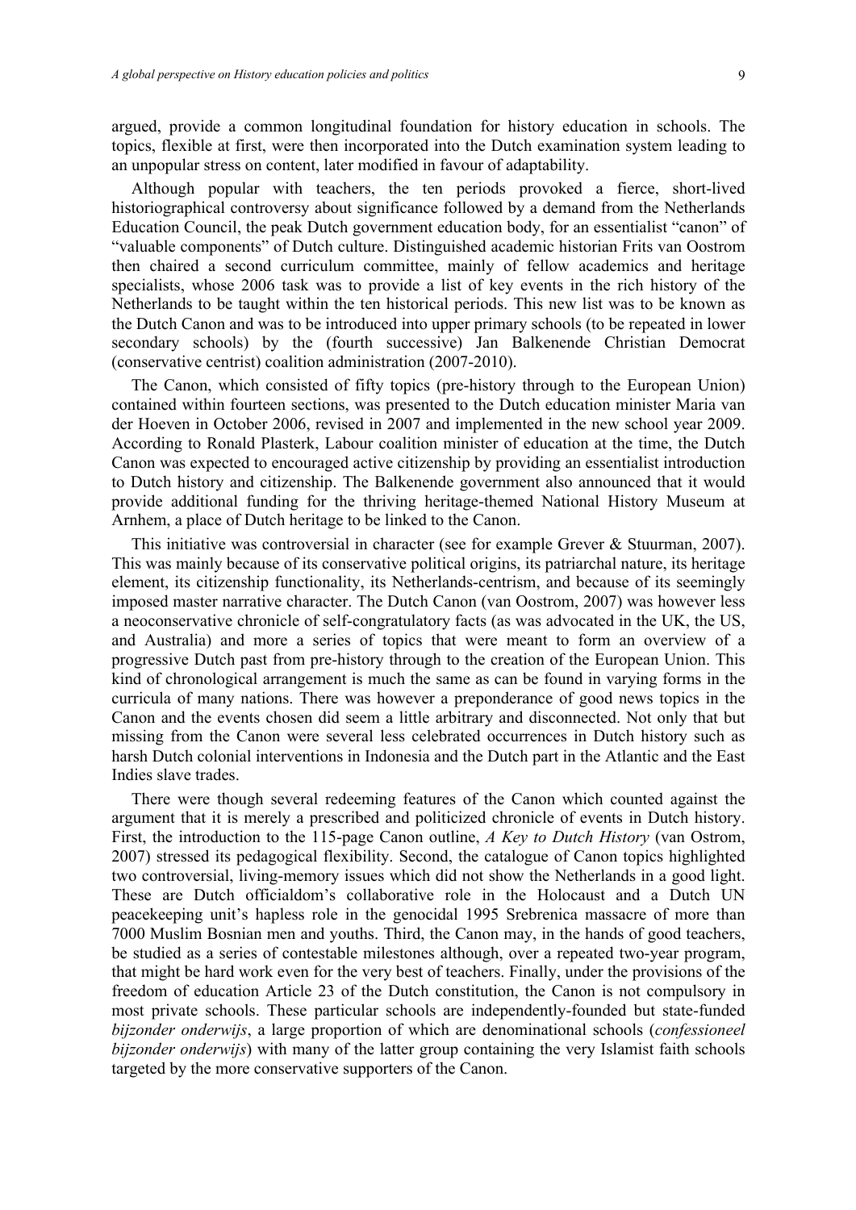argued, provide a common longitudinal foundation for history education in schools. The topics, flexible at first, were then incorporated into the Dutch examination system leading to an unpopular stress on content, later modified in favour of adaptability.

Although popular with teachers, the ten periods provoked a fierce, short-lived historiographical controversy about significance followed by a demand from the Netherlands Education Council, the peak Dutch government education body, for an essentialist "canon" of "valuable components" of Dutch culture. Distinguished academic historian Frits van Oostrom then chaired a second curriculum committee, mainly of fellow academics and heritage specialists, whose 2006 task was to provide a list of key events in the rich history of the Netherlands to be taught within the ten historical periods. This new list was to be known as the Dutch Canon and was to be introduced into upper primary schools (to be repeated in lower secondary schools) by the (fourth successive) Jan Balkenende Christian Democrat (conservative centrist) coalition administration (2007-2010).

The Canon, which consisted of fifty topics (pre-history through to the European Union) contained within fourteen sections, was presented to the Dutch education minister Maria van der Hoeven in October 2006, revised in 2007 and implemented in the new school year 2009. According to Ronald Plasterk, Labour coalition minister of education at the time, the Dutch Canon was expected to encouraged active citizenship by providing an essentialist introduction to Dutch history and citizenship. The Balkenende government also announced that it would provide additional funding for the thriving heritage-themed National History Museum at Arnhem, a place of Dutch heritage to be linked to the Canon.

This initiative was controversial in character (see for example Grever & Stuurman, 2007). This was mainly because of its conservative political origins, its patriarchal nature, its heritage element, its citizenship functionality, its Netherlands-centrism, and because of its seemingly imposed master narrative character. The Dutch Canon (van Oostrom, 2007) was however less a neoconservative chronicle of self-congratulatory facts (as was advocated in the UK, the US, and Australia) and more a series of topics that were meant to form an overview of a progressive Dutch past from pre-history through to the creation of the European Union. This kind of chronological arrangement is much the same as can be found in varying forms in the curricula of many nations. There was however a preponderance of good news topics in the Canon and the events chosen did seem a little arbitrary and disconnected. Not only that but missing from the Canon were several less celebrated occurrences in Dutch history such as harsh Dutch colonial interventions in Indonesia and the Dutch part in the Atlantic and the East Indies slave trades.

There were though several redeeming features of the Canon which counted against the argument that it is merely a prescribed and politicized chronicle of events in Dutch history. First, the introduction to the 115-page Canon outline, *A Key to Dutch History* (van Ostrom, 2007) stressed its pedagogical flexibility. Second, the catalogue of Canon topics highlighted two controversial, living-memory issues which did not show the Netherlands in a good light. These are Dutch officialdom's collaborative role in the Holocaust and a Dutch UN peacekeeping unit's hapless role in the genocidal 1995 Srebrenica massacre of more than 7000 Muslim Bosnian men and youths. Third, the Canon may, in the hands of good teachers, be studied as a series of contestable milestones although, over a repeated two-year program, that might be hard work even for the very best of teachers. Finally, under the provisions of the freedom of education Article 23 of the Dutch constitution, the Canon is not compulsory in most private schools. These particular schools are independently-founded but state-funded *bijzonder onderwijs*, a large proportion of which are denominational schools (*confessioneel bijzonder onderwijs*) with many of the latter group containing the very Islamist faith schools targeted by the more conservative supporters of the Canon.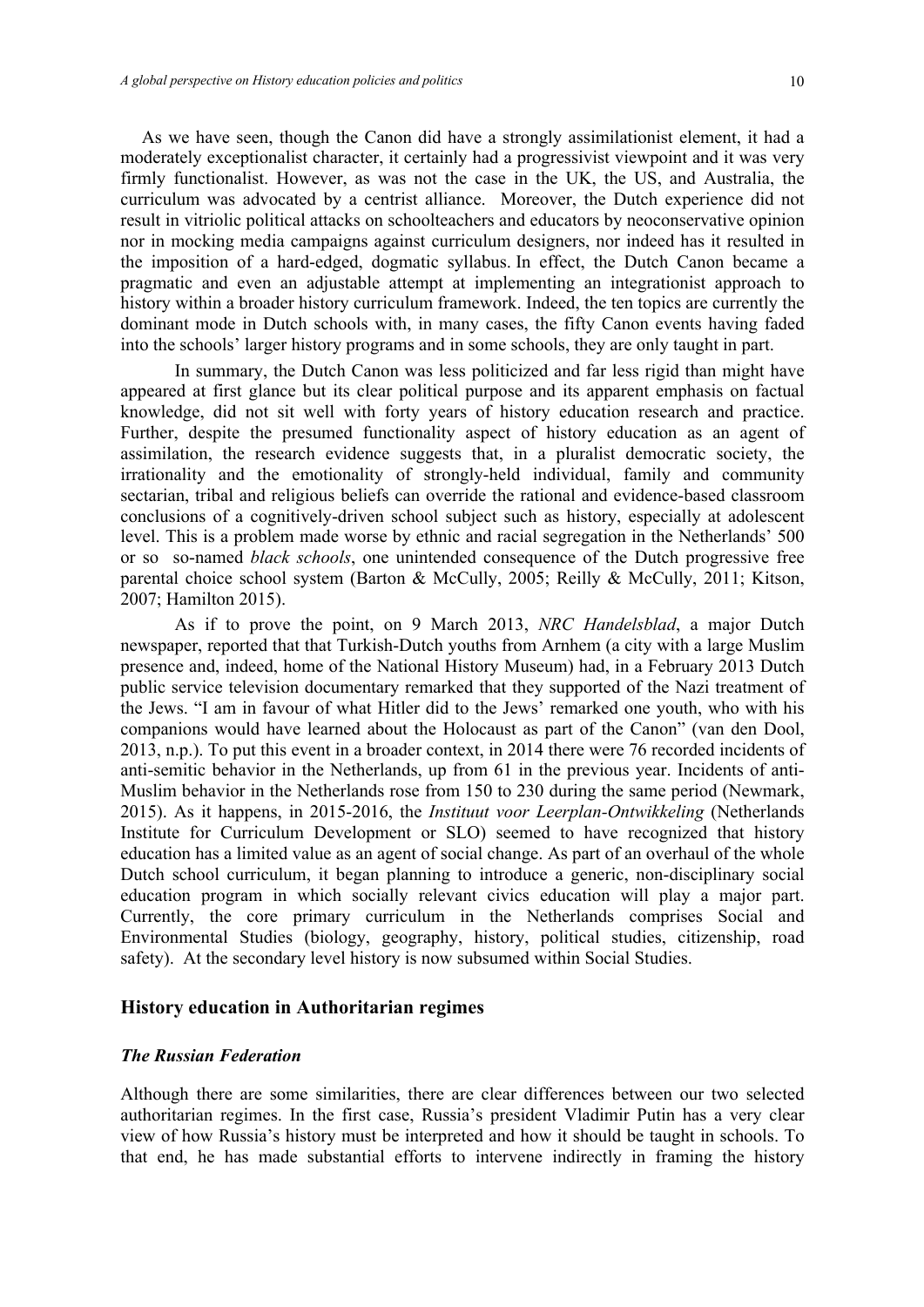As we have seen, though the Canon did have a strongly assimilationist element, it had a moderately exceptionalist character, it certainly had a progressivist viewpoint and it was very firmly functionalist. However, as was not the case in the UK, the US, and Australia, the curriculum was advocated by a centrist alliance. Moreover, the Dutch experience did not result in vitriolic political attacks on schoolteachers and educators by neoconservative opinion nor in mocking media campaigns against curriculum designers, nor indeed has it resulted in the imposition of a hard-edged, dogmatic syllabus. In effect, the Dutch Canon became a pragmatic and even an adjustable attempt at implementing an integrationist approach to history within a broader history curriculum framework. Indeed, the ten topics are currently the dominant mode in Dutch schools with, in many cases, the fifty Canon events having faded into the schools' larger history programs and in some schools, they are only taught in part.

In summary, the Dutch Canon was less politicized and far less rigid than might have appeared at first glance but its clear political purpose and its apparent emphasis on factual knowledge, did not sit well with forty years of history education research and practice. Further, despite the presumed functionality aspect of history education as an agent of assimilation, the research evidence suggests that, in a pluralist democratic society, the irrationality and the emotionality of strongly-held individual, family and community sectarian, tribal and religious beliefs can override the rational and evidence-based classroom conclusions of a cognitively-driven school subject such as history, especially at adolescent level. This is a problem made worse by ethnic and racial segregation in the Netherlands' 500 or so so-named *black schools*, one unintended consequence of the Dutch progressive free parental choice school system (Barton & McCully, 2005; Reilly & McCully, 2011; Kitson, 2007; Hamilton 2015).

As if to prove the point, on 9 March 2013, *NRC Handelsblad*, a major Dutch newspaper, reported that that Turkish-Dutch youths from Arnhem (a city with a large Muslim presence and, indeed, home of the National History Museum) had, in a February 2013 Dutch public service television documentary remarked that they supported of the Nazi treatment of the Jews. "I am in favour of what Hitler did to the Jews' remarked one youth, who with his companions would have learned about the Holocaust as part of the Canon" (van den Dool, 2013, n.p.). To put this event in a broader context, in 2014 there were 76 recorded incidents of anti-semitic behavior in the Netherlands, up from 61 in the previous year. Incidents of anti-Muslim behavior in the Netherlands rose from 150 to 230 during the same period (Newmark, 2015). As it happens, in 2015-2016, the *Instituut voor Leerplan-Ontwikkeling* (Netherlands Institute for Curriculum Development or SLO) seemed to have recognized that history education has a limited value as an agent of social change. As part of an overhaul of the whole Dutch school curriculum, it began planning to introduce a generic, non-disciplinary social education program in which socially relevant civics education will play a major part. Currently, the core primary curriculum in the Netherlands comprises Social and Environmental Studies (biology, geography, history, political studies, citizenship, road safety). At the secondary level history is now subsumed within Social Studies.

## History education in Authoritarian regimes

### *The Russian Federation*

Although there are some similarities, there are clear differences between our two selected authoritarian regimes. In the first case, Russia's president Vladimir Putin has a very clear view of how Russia's history must be interpreted and how it should be taught in schools. To that end, he has made substantial efforts to intervene indirectly in framing the history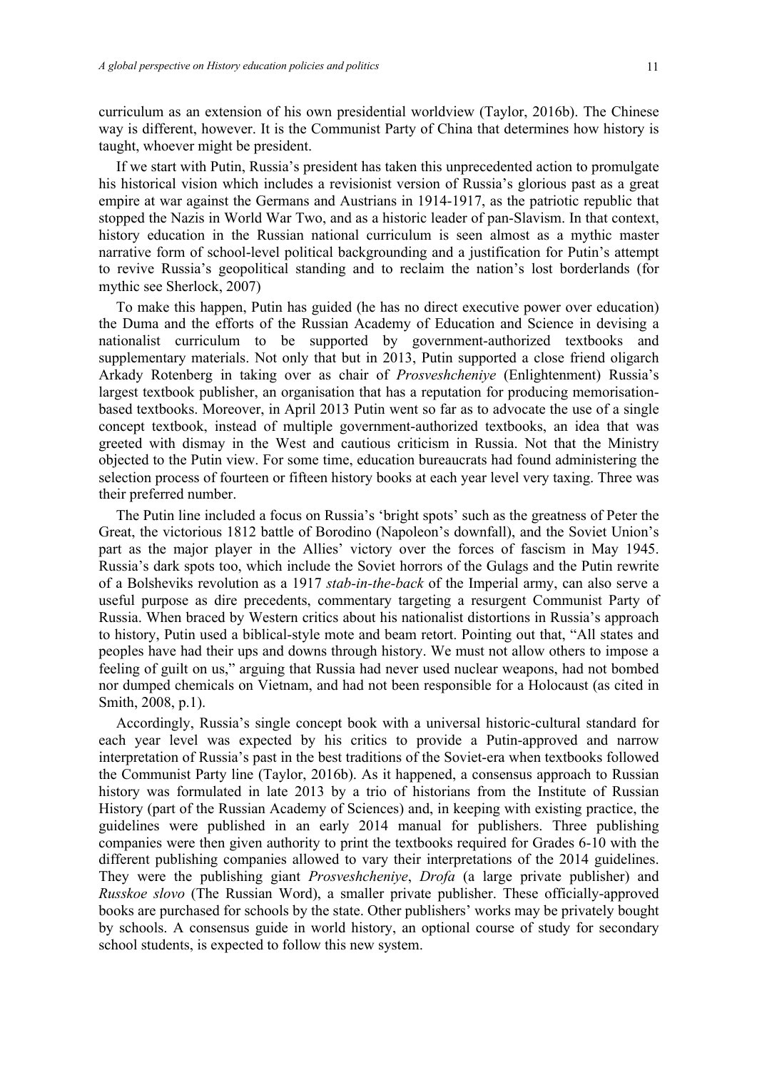curriculum as an extension of his own presidential worldview (Taylor, 2016b). The Chinese way is different, however. It is the Communist Party of China that determines how history is taught, whoever might be president.

If we start with Putin, Russia's president has taken this unprecedented action to promulgate his historical vision which includes a revisionist version of Russia's glorious past as a great empire at war against the Germans and Austrians in 1914-1917, as the patriotic republic that stopped the Nazis in World War Two, and as a historic leader of pan-Slavism. In that context, history education in the Russian national curriculum is seen almost as a mythic master narrative form of school-level political backgrounding and a justification for Putin's attempt to revive Russia's geopolitical standing and to reclaim the nation's lost borderlands (for mythic see Sherlock, 2007)

To make this happen, Putin has guided (he has no direct executive power over education) the Duma and the efforts of the Russian Academy of Education and Science in devising a nationalist curriculum to be supported by government-authorized textbooks and supplementary materials. Not only that but in 2013, Putin supported a close friend oligarch Arkady Rotenberg in taking over as chair of *Prosveshcheniye* (Enlightenment) Russia's largest textbook publisher, an organisation that has a reputation for producing memorisation-based textbooks. Moreover, in April 2013 Putin went so far as to advocate the use of a single concept textbook, instead of multiple government-authorized textbooks, an idea that was greeted with dismay in the West and cautious criticism in Russia. Not that the Ministry objected to the Putin view. For some time, education bureaucrats had found administering the selection process of fourteen or fifteen history books at each year level very taxing. Three was their preferred number.

The Putin line included a focus on Russia's 'bright spots' such as the greatness of Peter the Great, the victorious 1812 battle of Borodino (Napoleon's downfall), and the Soviet Union's part as the major player in the Allies' victory over the forces of fascism in May 1945. Russia's dark spots too, which include the Soviet horrors of the Gulags and the Putin rewrite of a Bolsheviks revolution as a 1917 *stab-in-the-back* of the Imperial army, can also serve a useful purpose as dire precedents, commentary targeting a resurgent Communist Party of Russia. When braced by Western critics about his nationalist distortions in Russia's approach to history, Putin used a biblical-style mote and beam retort. Pointing out that, "All states and peoples have had their ups and downs through history. We must not allow others to impose a feeling of guilt on us," arguing that Russia had never used nuclear weapons, had not bombed nor dumped chemicals on Vietnam, and had not been responsible for a Holocaust (as cited in Smith, 2008, p.1).

Accordingly, Russia's single concept book with a universal historic-cultural standard for each year level was expected by his critics to provide a Putin-approved and narrow interpretation of Russia's past in the best traditions of the Soviet-era when textbooks followed the Communist Party line (Taylor, 2016b). As it happened, a consensus approach to Russian history was formulated in late 2013 by a trio of historians from the Institute of Russian History (part of the Russian Academy of Sciences) and, in keeping with existing practice, the guidelines were published in an early 2014 manual for publishers. Three publishing companies were then given authority to print the textbooks required for Grades 6-10 with the different publishing companies allowed to vary their interpretations of the 2014 guidelines. They were the publishing giant *Prosveshcheniye*, *Drofa* (a large private publisher) and *Russkoe slovo* (The Russian Word), a smaller private publisher. These officially-approved books are purchased for schools by the state. Other publishers' works may be privately bought by schools. A consensus guide in world history, an optional course of study for secondary school students, is expected to follow this new system.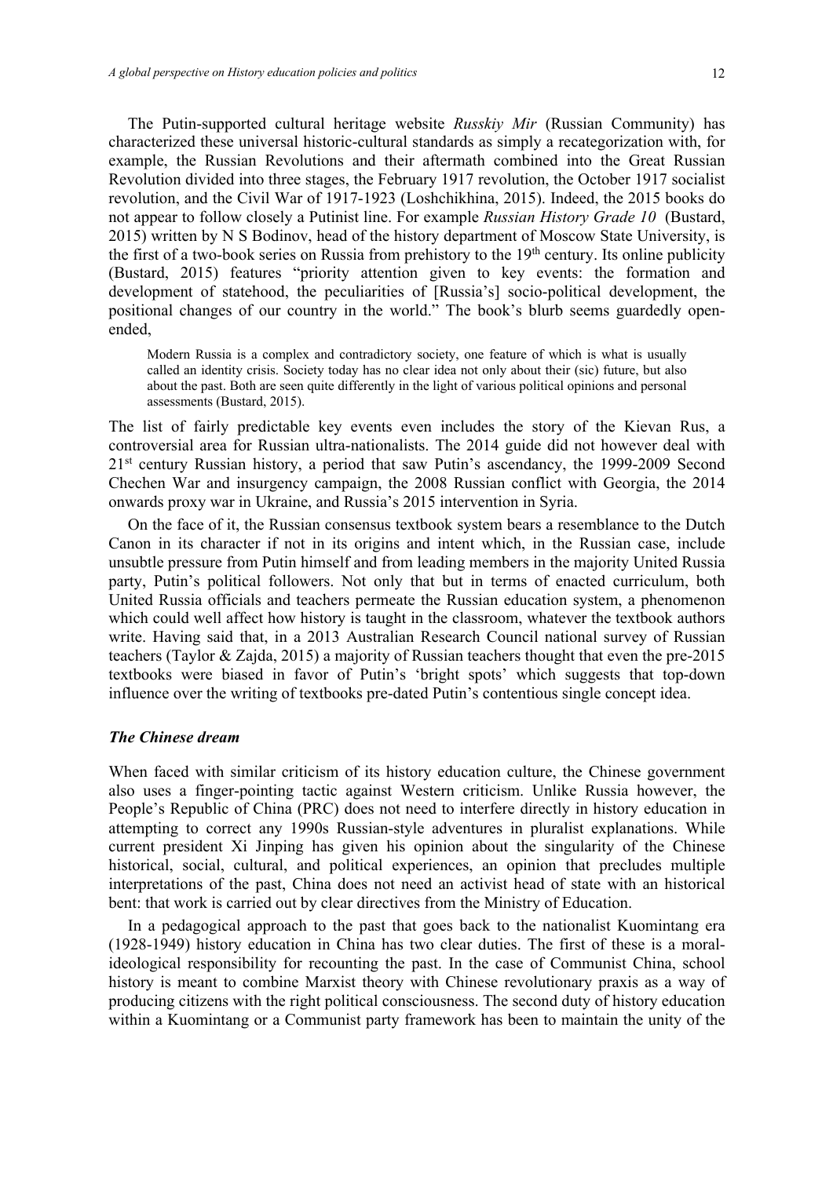The Putin-supported cultural heritage website *Russkiy Mir* (Russian Community) has characterized these universal historic-cultural standards as simply a recategorization with, for example, the Russian Revolutions and their aftermath combined into the Great Russian Revolution divided into three stages, the February 1917 revolution, the October 1917 socialist revolution, and the Civil War of 1917-1923 (Loshchikhina, 2015). Indeed, the 2015 books do not appear to follow closely a Putinist line. For example *Russian History Grade 10* (Bustard, 2015) written by N S Bodinov, head of the history department of Moscow State University, is the first of a two-book series on Russia from prehistory to the 19th century. Its online publicity (Bustard, 2015) features "priority attention given to key events: the formation and development of statehood, the peculiarities of [Russia's] socio-political development, the positional changes of our country in the world." The book's blurb seems guardedly open-ended,

> Modern Russia is a complex and contradictory society, one feature of which is what is usually called an identity crisis. Society today has no clear idea not only about their (sic) future, but also about the past. Both are seen quite differently in the light of various political opinions and personal assessments (Bustard, 2015).

The list of fairly predictable key events even includes the story of the Kievan Rus, a controversial area for Russian ultra-nationalists. The 2014 guide did not however deal with 21st century Russian history, a period that saw Putin's ascendancy, the 1999-2009 Second Chechen War and insurgency campaign, the 2008 Russian conflict with Georgia, the 2014 onwards proxy war in Ukraine, and Russia's 2015 intervention in Syria.

On the face of it, the Russian consensus textbook system bears a resemblance to the Dutch Canon in its character if not in its origins and intent which, in the Russian case, include unsubtle pressure from Putin himself and from leading members in the majority United Russia party, Putin's political followers. Not only that but in terms of enacted curriculum, both United Russia officials and teachers permeate the Russian education system, a phenomenon which could well affect how history is taught in the classroom, whatever the textbook authors write. Having said that, in a 2013 Australian Research Council national survey of Russian teachers (Taylor & Zajda, 2015) a majority of Russian teachers thought that even the pre-2015 textbooks were biased in favor of Putin's 'bright spots' which suggests that top-down influence over the writing of textbooks pre-dated Putin's contentious single concept idea.

### *The Chinese dream*

When faced with similar criticism of its history education culture, the Chinese government also uses a finger-pointing tactic against Western criticism. Unlike Russia however, the People's Republic of China (PRC) does not need to interfere directly in history education in attempting to correct any 1990s Russian-style adventures in pluralist explanations. While current president Xi Jinping has given his opinion about the singularity of the Chinese historical, social, cultural, and political experiences, an opinion that precludes multiple interpretations of the past, China does not need an activist head of state with an historical bent: that work is carried out by clear directives from the Ministry of Education.

In a pedagogical approach to the past that goes back to the nationalist Kuomintang era (1928-1949) history education in China has two clear duties. The first of these is a moral-ideological responsibility for recounting the past. In the case of Communist China, school history is meant to combine Marxist theory with Chinese revolutionary praxis as a way of producing citizens with the right political consciousness. The second duty of history education within a Kuomintang or a Communist party framework has been to maintain the unity of the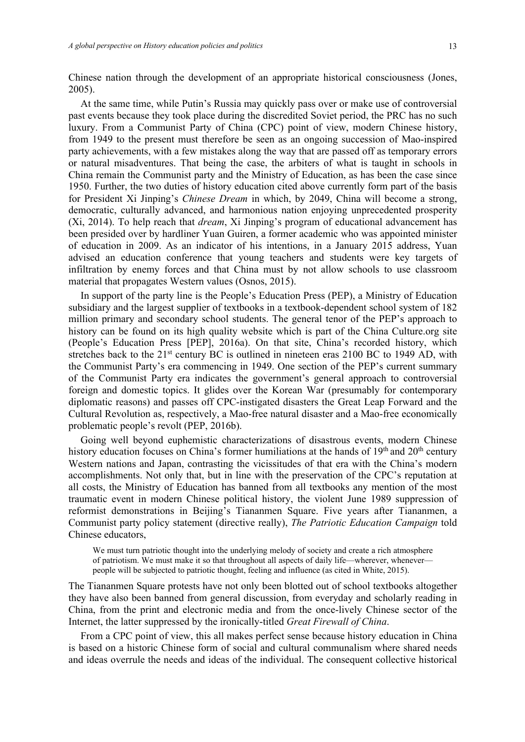Chinese nation through the development of an appropriate historical consciousness (Jones, 2005).

At the same time, while Putin's Russia may quickly pass over or make use of controversial past events because they took place during the discredited Soviet period, the PRC has no such luxury. From a Communist Party of China (CPC) point of view, modern Chinese history, from 1949 to the present must therefore be seen as an ongoing succession of Mao-inspired party achievements, with a few mistakes along the way that are passed off as temporary errors or natural misadventures. That being the case, the arbiters of what is taught in schools in China remain the Communist party and the Ministry of Education, as has been the case since 1950. Further, the two duties of history education cited above currently form part of the basis for President Xi Jinping's *Chinese Dream* in which, by 2049, China will become a strong, democratic, culturally advanced, and harmonious nation enjoying unprecedented prosperity (Xi, 2014). To help reach that *dream*, Xi Jinping's program of educational advancement has been presided over by hardliner Yuan Guiren, a former academic who was appointed minister of education in 2009. As an indicator of his intentions, in a January 2015 address, Yuan advised an education conference that young teachers and students were key targets of infiltration by enemy forces and that China must by not allow schools to use classroom material that propagates Western values (Osnos, 2015).

In support of the party line is the People's Education Press (PEP), a Ministry of Education subsidiary and the largest supplier of textbooks in a textbook-dependent school system of 182 million primary and secondary school students. The general tenor of the PEP's approach to history can be found on its high quality website which is part of the China Culture.org site (People's Education Press [PEP], 2016a). On that site, China's recorded history, which stretches back to the 21st century BC is outlined in nineteen eras 2100 BC to 1949 AD, with the Communist Party's era commencing in 1949. One section of the PEP's current summary of the Communist Party era indicates the government's general approach to controversial foreign and domestic topics. It glides over the Korean War (presumably for contemporary diplomatic reasons) and passes off CPC-instigated disasters the Great Leap Forward and the Cultural Revolution as, respectively, a Mao-free natural disaster and a Mao-free economically problematic people's revolt (PEP, 2016b).

Going well beyond euphemistic characterizations of disastrous events, modern Chinese history education focuses on China's former humiliations at the hands of 19th and 20th century Western nations and Japan, contrasting the vicissitudes of that era with the China's modern accomplishments. Not only that, but in line with the preservation of the CPC's reputation at all costs, the Ministry of Education has banned from all textbooks any mention of the most traumatic event in modern Chinese political history, the violent June 1989 suppression of reformist demonstrations in Beijing's Tiananmen Square. Five years after Tiananmen, a Communist party policy statement (directive really), *The Patriotic Education Campaign* told Chinese educators,

> We must turn patriotic thought into the underlying melody of society and create a rich atmosphere of patriotism. We must make it so that throughout all aspects of daily life—wherever, whenever—people will be subjected to patriotic thought, feeling and influence (as cited in White, 2015).

The Tiananmen Square protests have not only been blotted out of school textbooks altogether they have also been banned from general discussion, from everyday and scholarly reading in China, from the print and electronic media and from the once-lively Chinese sector of the Internet, the latter suppressed by the ironically-titled *Great Firewall of China*.

From a CPC point of view, this all makes perfect sense because history education in China is based on a historic Chinese form of social and cultural communalism where shared needs and ideas overrule the needs and ideas of the individual. The consequent collective historical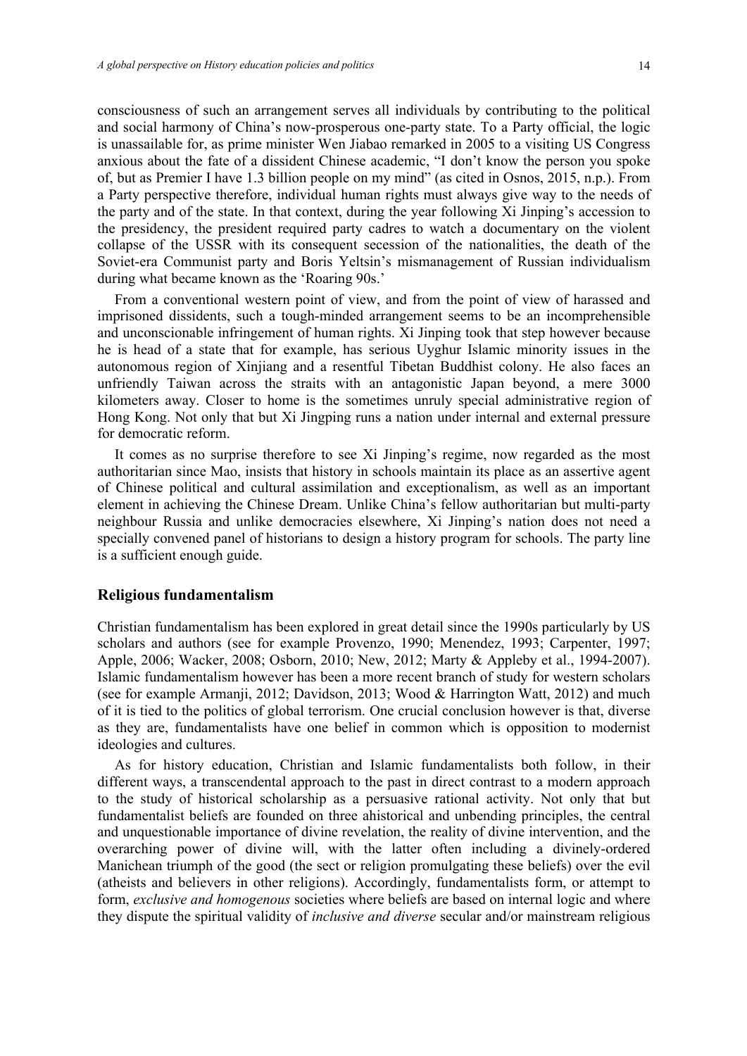consciousness of such an arrangement serves all individuals by contributing to the political and social harmony of China's now-prosperous one-party state. To a Party official, the logic is unassailable for, as prime minister Wen Jiabao remarked in 2005 to a visiting US Congress anxious about the fate of a dissident Chinese academic, "I don't know the person you spoke of, but as Premier I have 1.3 billion people on my mind" (as cited in Osnos, 2015, n.p.). From a Party perspective therefore, individual human rights must always give way to the needs of the party and of the state. In that context, during the year following Xi Jinping's accession to the presidency, the president required party cadres to watch a documentary on the violent collapse of the USSR with its consequent secession of the nationalities, the death of the Soviet-era Communist party and Boris Yeltsin's mismanagement of Russian individualism during what became known as the 'Roaring 90s.'

From a conventional western point of view, and from the point of view of harassed and imprisoned dissidents, such a tough-minded arrangement seems to be an incomprehensible and unconscionable infringement of human rights. Xi Jinping took that step however because he is head of a state that for example, has serious Uyghur Islamic minority issues in the autonomous region of Xinjiang and a resentful Tibetan Buddhist colony. He also faces an unfriendly Taiwan across the straits with an antagonistic Japan beyond, a mere 3000 kilometers away. Closer to home is the sometimes unruly special administrative region of Hong Kong. Not only that but Xi Jingping runs a nation under internal and external pressure for democratic reform.

It comes as no surprise therefore to see Xi Jinping's regime, now regarded as the most authoritarian since Mao, insists that history in schools maintain its place as an assertive agent of Chinese political and cultural assimilation and exceptionalism, as well as an important element in achieving the Chinese Dream. Unlike China's fellow authoritarian but multi-party neighbour Russia and unlike democracies elsewhere, Xi Jinping's nation does not need a specially convened panel of historians to design a history program for schools. The party line is a sufficient enough guide.

## Religious fundamentalism

Christian fundamentalism has been explored in great detail since the 1990s particularly by US scholars and authors (see for example Provenzo, 1990; Menendez, 1993; Carpenter, 1997; Apple, 2006; Wacker, 2008; Osborn, 2010; New, 2012; Marty & Appleby et al., 1994-2007). Islamic fundamentalism however has been a more recent branch of study for western scholars (see for example Armanji, 2012; Davidson, 2013; Wood & Harrington Watt, 2012) and much of it is tied to the politics of global terrorism. One crucial conclusion however is that, diverse as they are, fundamentalists have one belief in common which is opposition to modernist ideologies and cultures.

As for history education, Christian and Islamic fundamentalists both follow, in their different ways, a transcendental approach to the past in direct contrast to a modern approach to the study of historical scholarship as a persuasive rational activity. Not only that but fundamentalist beliefs are founded on three ahistorical and unbending principles, the central and unquestionable importance of divine revelation, the reality of divine intervention, and the overarching power of divine will, with the latter often including a divinely-ordered Manichean triumph of the good (the sect or religion promulgating these beliefs) over the evil (atheists and believers in other religions). Accordingly, fundamentalists form, or attempt to form, *exclusive and homogenous* societies where beliefs are based on internal logic and where they dispute the spiritual validity of *inclusive and diverse* secular and/or mainstream religious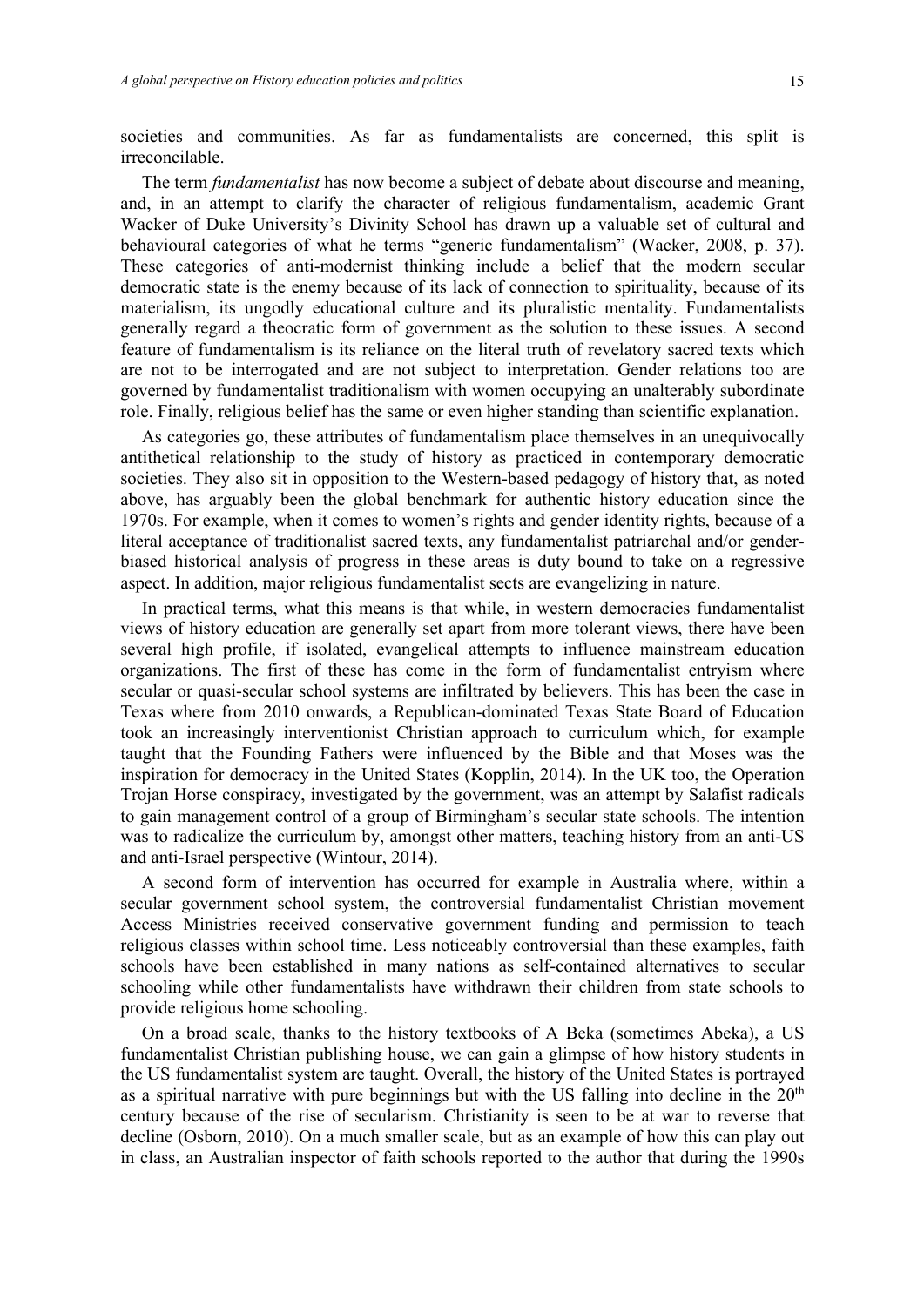societies and communities. As far as fundamentalists are concerned, this split is irreconcilable.

The term *fundamentalist* has now become a subject of debate about discourse and meaning, and, in an attempt to clarify the character of religious fundamentalism, academic Grant Wacker of Duke University's Divinity School has drawn up a valuable set of cultural and behavioural categories of what he terms "generic fundamentalism" (Wacker, 2008, p. 37). These categories of anti-modernist thinking include a belief that the modern secular democratic state is the enemy because of its lack of connection to spirituality, because of its materialism, its ungodly educational culture and its pluralistic mentality. Fundamentalists generally regard a theocratic form of government as the solution to these issues. A second feature of fundamentalism is its reliance on the literal truth of revelatory sacred texts which are not to be interrogated and are not subject to interpretation. Gender relations too are governed by fundamentalist traditionalism with women occupying an unalterably subordinate role. Finally, religious belief has the same or even higher standing than scientific explanation.

As categories go, these attributes of fundamentalism place themselves in an unequivocally antithetical relationship to the study of history as practiced in contemporary democratic societies. They also sit in opposition to the Western-based pedagogy of history that, as noted above, has arguably been the global benchmark for authentic history education since the 1970s. For example, when it comes to women's rights and gender identity rights, because of a literal acceptance of traditionalist sacred texts, any fundamentalist patriarchal and/or gender-biased historical analysis of progress in these areas is duty bound to take on a regressive aspect. In addition, major religious fundamentalist sects are evangelizing in nature.

In practical terms, what this means is that while, in western democracies fundamentalist views of history education are generally set apart from more tolerant views, there have been several high profile, if isolated, evangelical attempts to influence mainstream education organizations. The first of these has come in the form of fundamentalist entryism where secular or quasi-secular school systems are infiltrated by believers. This has been the case in Texas where from 2010 onwards, a Republican-dominated Texas State Board of Education took an increasingly interventionist Christian approach to curriculum which, for example taught that the Founding Fathers were influenced by the Bible and that Moses was the inspiration for democracy in the United States (Kopplin, 2014). In the UK too, the Operation Trojan Horse conspiracy, investigated by the government, was an attempt by Salafist radicals to gain management control of a group of Birmingham's secular state schools. The intention was to radicalize the curriculum by, amongst other matters, teaching history from an anti-US and anti-Israel perspective (Wintour, 2014).

A second form of intervention has occurred for example in Australia where, within a secular government school system, the controversial fundamentalist Christian movement Access Ministries received conservative government funding and permission to teach religious classes within school time. Less noticeably controversial than these examples, faith schools have been established in many nations as self-contained alternatives to secular schooling while other fundamentalists have withdrawn their children from state schools to provide religious home schooling.

On a broad scale, thanks to the history textbooks of A Beka (sometimes Abeka), a US fundamentalist Christian publishing house, we can gain a glimpse of how history students in the US fundamentalist system are taught. Overall, the history of the United States is portrayed as a spiritual narrative with pure beginnings but with the US falling into decline in the 20th century because of the rise of secularism. Christianity is seen to be at war to reverse that decline (Osborn, 2010). On a much smaller scale, but as an example of how this can play out in class, an Australian inspector of faith schools reported to the author that during the 1990s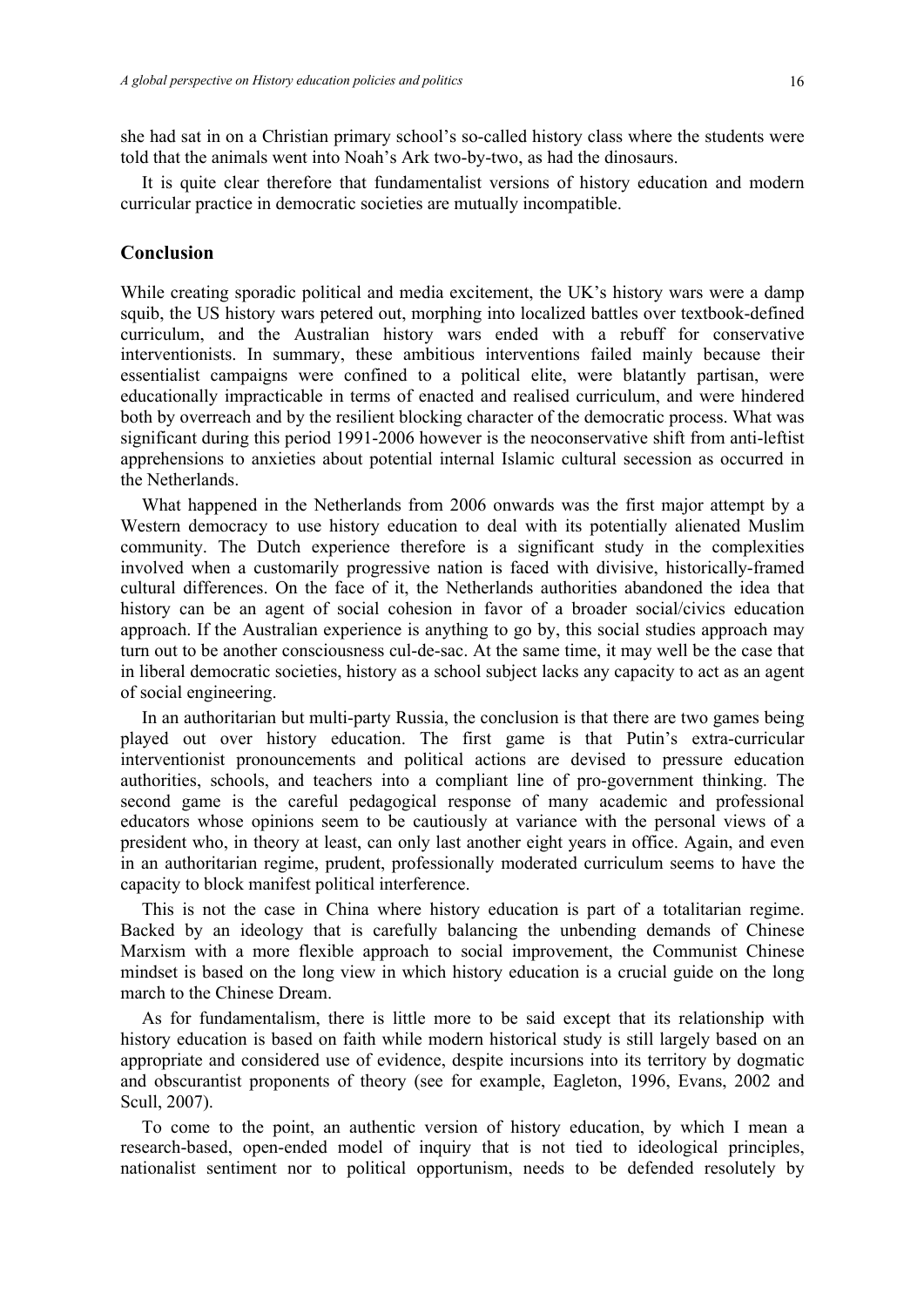she had sat in on a Christian primary school's so-called history class where the students were told that the animals went into Noah's Ark two-by-two, as had the dinosaurs.

It is quite clear therefore that fundamentalist versions of history education and modern curricular practice in democratic societies are mutually incompatible.

## Conclusion

While creating sporadic political and media excitement, the UK's history wars were a damp squib, the US history wars petered out, morphing into localized battles over textbook-defined curriculum, and the Australian history wars ended with a rebuff for conservative interventionists. In summary, these ambitious interventions failed mainly because their essentialist campaigns were confined to a political elite, were blatantly partisan, were educationally impracticable in terms of enacted and realised curriculum, and were hindered both by overreach and by the resilient blocking character of the democratic process. What was significant during this period 1991-2006 however is the neoconservative shift from anti-leftist apprehensions to anxieties about potential internal Islamic cultural secession as occurred in the Netherlands.

What happened in the Netherlands from 2006 onwards was the first major attempt by a Western democracy to use history education to deal with its potentially alienated Muslim community. The Dutch experience therefore is a significant study in the complexities involved when a customarily progressive nation is faced with divisive, historically-framed cultural differences. On the face of it, the Netherlands authorities abandoned the idea that history can be an agent of social cohesion in favor of a broader social/civics education approach. If the Australian experience is anything to go by, this social studies approach may turn out to be another consciousness cul-de-sac. At the same time, it may well be the case that in liberal democratic societies, history as a school subject lacks any capacity to act as an agent of social engineering.

In an authoritarian but multi-party Russia, the conclusion is that there are two games being played out over history education. The first game is that Putin's extra-curricular interventionist pronouncements and political actions are devised to pressure education authorities, schools, and teachers into a compliant line of pro-government thinking. The second game is the careful pedagogical response of many academic and professional educators whose opinions seem to be cautiously at variance with the personal views of a president who, in theory at least, can only last another eight years in office. Again, and even in an authoritarian regime, prudent, professionally moderated curriculum seems to have the capacity to block manifest political interference.

This is not the case in China where history education is part of a totalitarian regime. Backed by an ideology that is carefully balancing the unbending demands of Chinese Marxism with a more flexible approach to social improvement, the Communist Chinese mindset is based on the long view in which history education is a crucial guide on the long march to the Chinese Dream.

As for fundamentalism, there is little more to be said except that its relationship with history education is based on faith while modern historical study is still largely based on an appropriate and considered use of evidence, despite incursions into its territory by dogmatic and obscurantist proponents of theory (see for example, Eagleton, 1996, Evans, 2002 and Scull, 2007).

To come to the point, an authentic version of history education, by which I mean a research-based, open-ended model of inquiry that is not tied to ideological principles, nationalist sentiment nor to political opportunism, needs to be defended resolutely by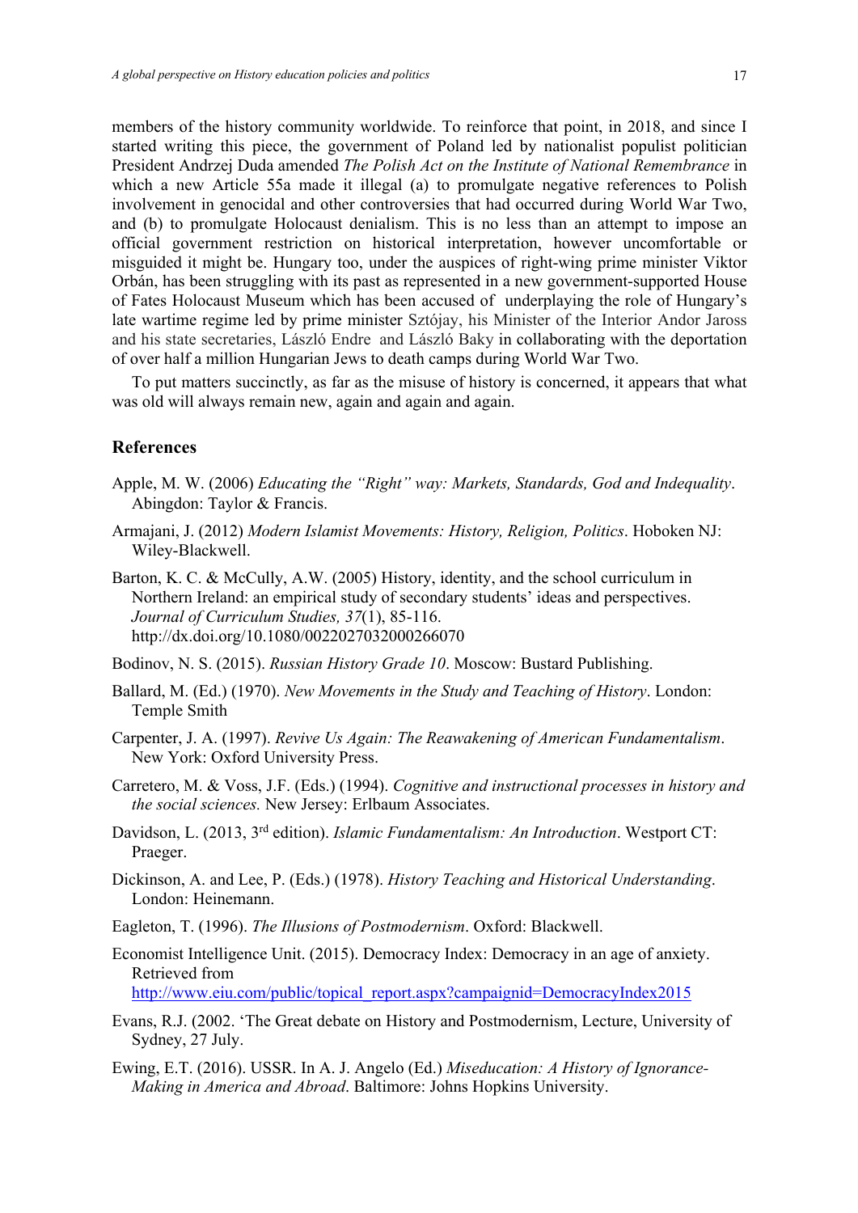members of the history community worldwide. To reinforce that point, in 2018, and since I started writing this piece, the government of Poland led by nationalist populist politician President Andrzej Duda amended *The Polish Act on the Institute of National Remembrance* in which a new Article 55a made it illegal (a) to promulgate negative references to Polish involvement in genocidal and other controversies that had occurred during World War Two, and (b) to promulgate Holocaust denialism. This is no less than an attempt to impose an official government restriction on historical interpretation, however uncomfortable or misguided it might be. Hungary too, under the auspices of right-wing prime minister Viktor Orbán, has been struggling with its past as represented in a new government-supported House of Fates Holocaust Museum which has been accused of underplaying the role of Hungary's late wartime regime led by prime minister Sztójay, his Minister of the Interior Andor Jaross and his state secretaries, László Endre and László Baky in collaborating with the deportation of over half a million Hungarian Jews to death camps during World War Two.

To put matters succinctly, as far as the misuse of history is concerned, it appears that what was old will always remain new, again and again and again.

## References

Apple, M. W. (2006) *Educating the "Right" way: Markets, Standards, God and Indequality*. Abingdon: Taylor & Francis.

Armajani, J. (2012) *Modern Islamist Movements: History, Religion, Politics*. Hoboken NJ: Wiley-Blackwell.

Barton, K. C. & McCully, A.W. (2005) History, identity, and the school curriculum in Northern Ireland: an empirical study of secondary students' ideas and perspectives. *Journal of Curriculum Studies, 37*(1), 85-116. http://dx.doi.org/10.1080/0022027032000266070

Bodinov, N. S. (2015). *Russian History Grade 10*. Moscow: Bustard Publishing.

Ballard, M. (Ed.) (1970). *New Movements in the Study and Teaching of History*. London: Temple Smith

Carpenter, J. A. (1997). *Revive Us Again: The Reawakening of American Fundamentalism*. New York: Oxford University Press.

Carretero, M. & Voss, J.F. (Eds.) (1994). *Cognitive and instructional processes in history and the social sciences.* New Jersey: Erlbaum Associates.

Davidson, L. (2013, 3rd edition). *Islamic Fundamentalism: An Introduction*. Westport CT: Praeger.

Dickinson, A. and Lee, P. (Eds.) (1978). *History Teaching and Historical Understanding*. London: Heinemann.

Eagleton, T. (1996). *The Illusions of Postmodernism*. Oxford: Blackwell.

Economist Intelligence Unit. (2015). Democracy Index: Democracy in an age of anxiety. Retrieved from http://www.eiu.com/public/topical_report.aspx?campaignid=DemocracyIndex2015

Evans, R.J. (2002. 'The Great debate on History and Postmodernism, Lecture, University of Sydney, 27 July.

Ewing, E.T. (2016). USSR. In A. J. Angelo (Ed.) *Miseducation: A History of Ignorance-Making in America and Abroad*. Baltimore: Johns Hopkins University.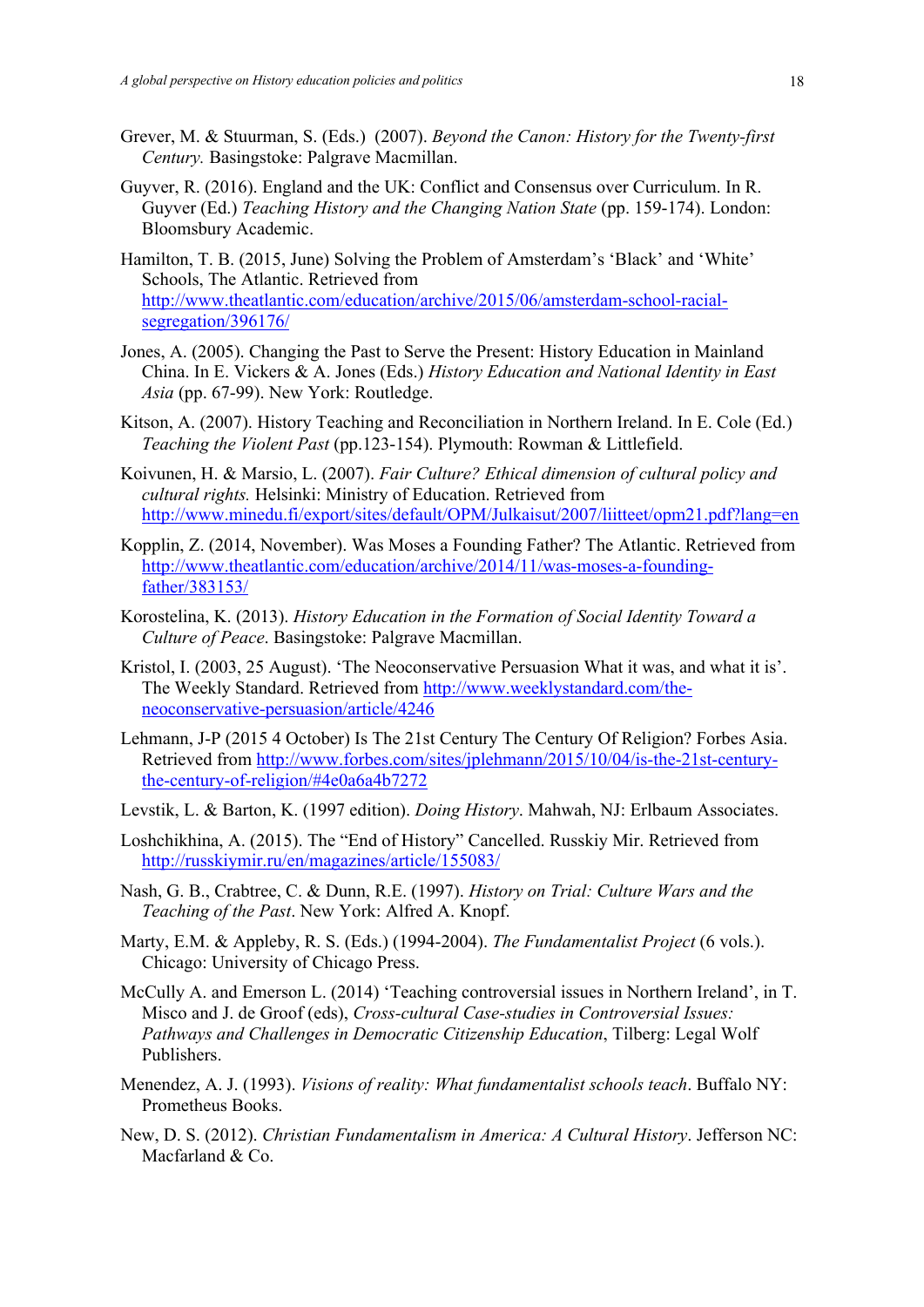Grever, M. & Stuurman, S. (Eds.) (2007). *Beyond the Canon: History for the Twenty-first Century.* Basingstoke: Palgrave Macmillan.

Guyver, R. (2016). England and the UK: Conflict and Consensus over Curriculum. In R. Guyver (Ed.) *Teaching History and the Changing Nation State* (pp. 159-174). London: Bloomsbury Academic.

Hamilton, T. B. (2015, June) Solving the Problem of Amsterdam's 'Black' and 'White' Schools, The Atlantic. Retrieved from http://www.theatlantic.com/education/archive/2015/06/amsterdam-school-racial-segregation/396176/

Jones, A. (2005). Changing the Past to Serve the Present: History Education in Mainland China. In E. Vickers & A. Jones (Eds.) *History Education and National Identity in East Asia* (pp. 67-99). New York: Routledge.

Kitson, A. (2007). History Teaching and Reconciliation in Northern Ireland. In E. Cole (Ed.) *Teaching the Violent Past* (pp.123-154). Plymouth: Rowman & Littlefield.

Koivunen, H. & Marsio, L. (2007). *Fair Culture? Ethical dimension of cultural policy and cultural rights.* Helsinki: Ministry of Education. Retrieved from http://www.minedu.fi/export/sites/default/OPM/Julkaisut/2007/liitteet/opm21.pdf?lang=en

Kopplin, Z. (2014, November). Was Moses a Founding Father? The Atlantic. Retrieved from http://www.theatlantic.com/education/archive/2014/11/was-moses-a-founding-father/383153/

Korostelina, K. (2013). *History Education in the Formation of Social Identity Toward a Culture of Peace*. Basingstoke: Palgrave Macmillan.

Kristol, I. (2003, 25 August). 'The Neoconservative Persuasion What it was, and what it is'. The Weekly Standard. Retrieved from http://www.weeklystandard.com/the-neoconservative-persuasion/article/4246

Lehmann, J-P (2015 4 October) Is The 21st Century The Century Of Religion? Forbes Asia. Retrieved from http://www.forbes.com/sites/jplehmann/2015/10/04/is-the-21st-century-the-century-of-religion/#4e0a6a4b7272

Levstik, L. & Barton, K. (1997 edition). *Doing History*. Mahwah, NJ: Erlbaum Associates.

Loshchikhina, A. (2015). The "End of History" Cancelled. Russkiy Mir. Retrieved from http://russkiymir.ru/en/magazines/article/155083/

Nash, G. B., Crabtree, C. & Dunn, R.E. (1997). *History on Trial: Culture Wars and the Teaching of the Past*. New York: Alfred A. Knopf.

Marty, E.M. & Appleby, R. S. (Eds.) (1994-2004). *The Fundamentalist Project* (6 vols.). Chicago: University of Chicago Press.

McCully A. and Emerson L. (2014) 'Teaching controversial issues in Northern Ireland', in T. Misco and J. de Groof (eds), *Cross-cultural Case-studies in Controversial Issues: Pathways and Challenges in Democratic Citizenship Education*, Tilberg: Legal Wolf Publishers.

Menendez, A. J. (1993). *Visions of reality: What fundamentalist schools teach*. Buffalo NY: Prometheus Books.

New, D. S. (2012). *Christian Fundamentalism in America: A Cultural History*. Jefferson NC: Macfarland & Co.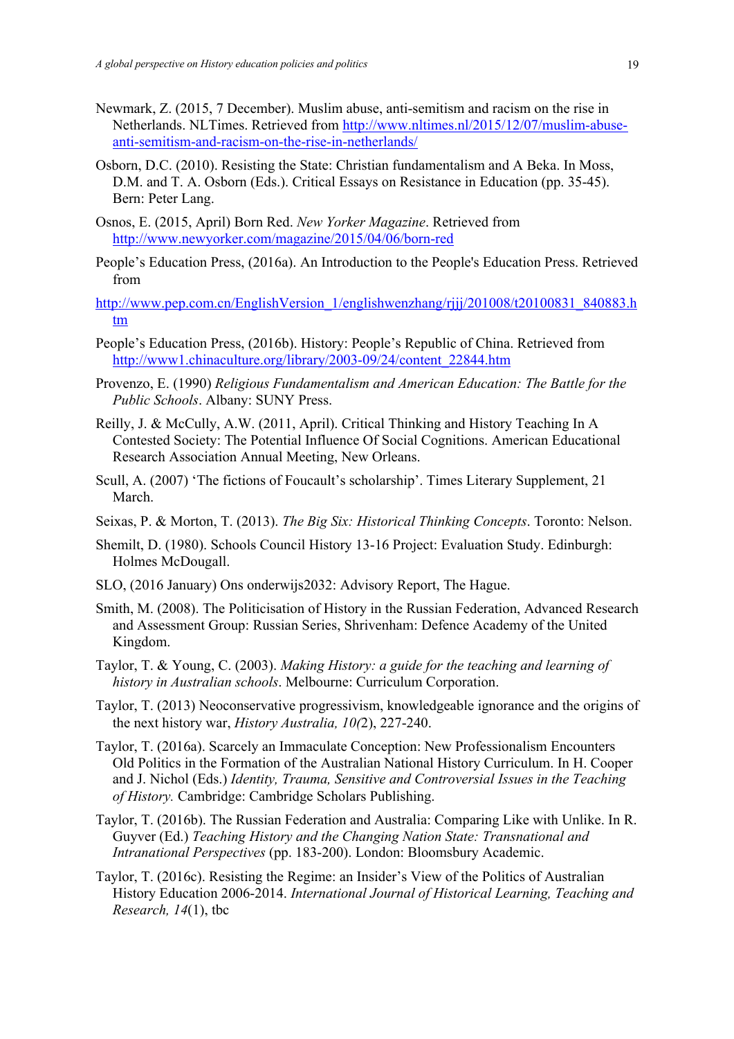Newmark, Z. (2015, 7 December). Muslim abuse, anti-semitism and racism on the rise in Netherlands. NLTimes. Retrieved from http://www.nltimes.nl/2015/12/07/muslim-abuse-anti-semitism-and-racism-on-the-rise-in-netherlands/

Osborn, D.C. (2010). Resisting the State: Christian fundamentalism and A Beka. In Moss, D.M. and T. A. Osborn (Eds.). Critical Essays on Resistance in Education (pp. 35-45). Bern: Peter Lang.

Osnos, E. (2015, April) Born Red. *New Yorker Magazine*. Retrieved from http://www.newyorker.com/magazine/2015/04/06/born-red

People's Education Press, (2016a). An Introduction to the People's Education Press. Retrieved from

http://www.pep.com.cn/EnglishVersion_1/englishwenzhang/rjjj/201008/t20100831_840883.htm

People's Education Press, (2016b). History: People's Republic of China. Retrieved from http://www1.chinaculture.org/library/2003-09/24/content_22844.htm

Provenzo, E. (1990) *Religious Fundamentalism and American Education: The Battle for the Public Schools*. Albany: SUNY Press.

Reilly, J. & McCully, A.W. (2011, April). Critical Thinking and History Teaching In A Contested Society: The Potential Influence Of Social Cognitions. American Educational Research Association Annual Meeting, New Orleans.

Scull, A. (2007) 'The fictions of Foucault's scholarship'. Times Literary Supplement, 21 March.

Seixas, P. & Morton, T. (2013). *The Big Six: Historical Thinking Concepts*. Toronto: Nelson.

Shemilt, D. (1980). Schools Council History 13-16 Project: Evaluation Study. Edinburgh: Holmes McDougall.

SLO, (2016 January) Ons onderwijs2032: Advisory Report, The Hague.

Smith, M. (2008). The Politicisation of History in the Russian Federation, Advanced Research and Assessment Group: Russian Series, Shrivenham: Defence Academy of the United Kingdom.

Taylor, T. & Young, C. (2003). *Making History: a guide for the teaching and learning of history in Australian schools*. Melbourne: Curriculum Corporation.

Taylor, T. (2013) Neoconservative progressivism, knowledgeable ignorance and the origins of the next history war, *History Australia, 10(*2), 227-240.

Taylor, T. (2016a). Scarcely an Immaculate Conception: New Professionalism Encounters Old Politics in the Formation of the Australian National History Curriculum. In H. Cooper and J. Nichol (Eds.) *Identity, Trauma, Sensitive and Controversial Issues in the Teaching of History.* Cambridge: Cambridge Scholars Publishing.

Taylor, T. (2016b). The Russian Federation and Australia: Comparing Like with Unlike. In R. Guyver (Ed.) *Teaching History and the Changing Nation State: Transnational and Intranational Perspectives* (pp. 183-200). London: Bloomsbury Academic.

Taylor, T. (2016c). Resisting the Regime: an Insider's View of the Politics of Australian History Education 2006-2014. *International Journal of Historical Learning, Teaching and Research, 14*(1), tbc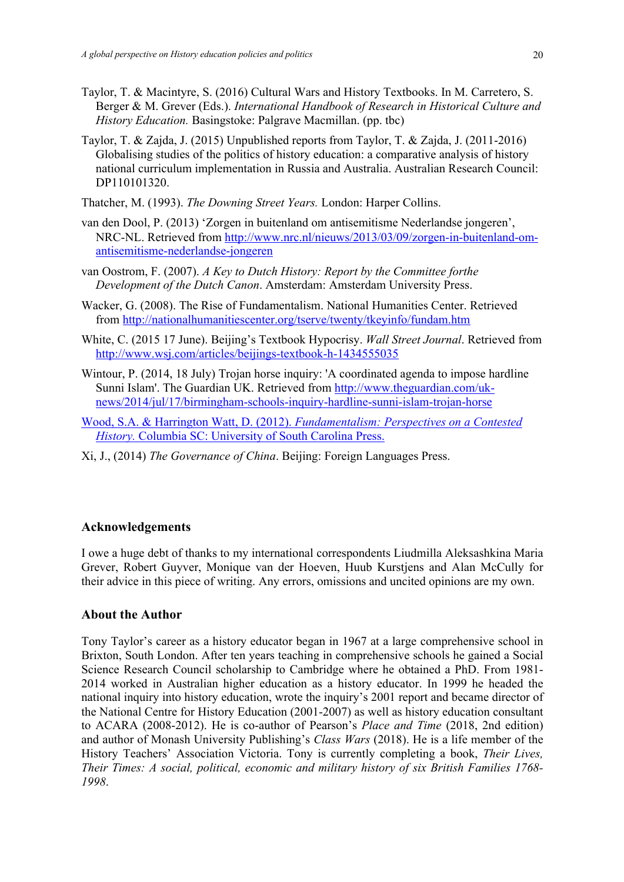Taylor, T. & Macintyre, S. (2016) Cultural Wars and History Textbooks. In M. Carretero, S. Berger & M. Grever (Eds.). *International Handbook of Research in Historical Culture and History Education.* Basingstoke: Palgrave Macmillan. (pp. tbc)

Taylor, T. & Zajda, J. (2015) Unpublished reports from Taylor, T. & Zajda, J. (2011-2016) Globalising studies of the politics of history education: a comparative analysis of history national curriculum implementation in Russia and Australia. Australian Research Council: DP110101320.

Thatcher, M. (1993). *The Downing Street Years.* London: Harper Collins.

van den Dool, P. (2013) 'Zorgen in buitenland om antisemitisme Nederlandse jongeren', NRC-NL. Retrieved from http://www.nrc.nl/nieuws/2013/03/09/zorgen-in-buitenland-om-antisemitisme-nederlandse-jongeren

van Oostrom, F. (2007). *A Key to Dutch History: Report by the Committee forthe Development of the Dutch Canon*. Amsterdam: Amsterdam University Press.

Wacker, G. (2008). The Rise of Fundamentalism. National Humanities Center. Retrieved from http://nationalhumanitiescenter.org/tserve/twenty/tkeyinfo/fundam.htm

White, C. (2015 17 June). Beijing's Textbook Hypocrisy. *Wall Street Journal*. Retrieved from http://www.wsj.com/articles/beijings-textbook-h-1434555035

Wintour, P. (2014, 18 July) Trojan horse inquiry: 'A coordinated agenda to impose hardline Sunni Islam'. The Guardian UK. Retrieved from http://www.theguardian.com/uk-news/2014/jul/17/birmingham-schools-inquiry-hardline-sunni-islam-trojan-horse

Wood, S.A. & Harrington Watt, D. (2012). *Fundamentalism: Perspectives on a Contested History.* Columbia SC: University of South Carolina Press.

Xi, J., (2014) *The Governance of China*. Beijing: Foreign Languages Press.

## Acknowledgements

I owe a huge debt of thanks to my international correspondents Liudmilla Aleksashkina Maria Grever, Robert Guyver, Monique van der Hoeven, Huub Kurstjens and Alan McCully for their advice in this piece of writing. Any errors, omissions and uncited opinions are my own.

## About the Author

Tony Taylor's career as a history educator began in 1967 at a large comprehensive school in Brixton, South London. After ten years teaching in comprehensive schools he gained a Social Science Research Council scholarship to Cambridge where he obtained a PhD. From 1981-2014 worked in Australian higher education as a history educator. In 1999 he headed the national inquiry into history education, wrote the inquiry's 2001 report and became director of the National Centre for History Education (2001-2007) as well as history education consultant to ACARA (2008-2012). He is co-author of Pearson's *Place and Time* (2018, 2nd edition) and author of Monash University Publishing's *Class Wars* (2018). He is a life member of the History Teachers' Association Victoria. Tony is currently completing a book, *Their Lives, Their Times: A social, political, economic and military history of six British Families 1768-1998*.